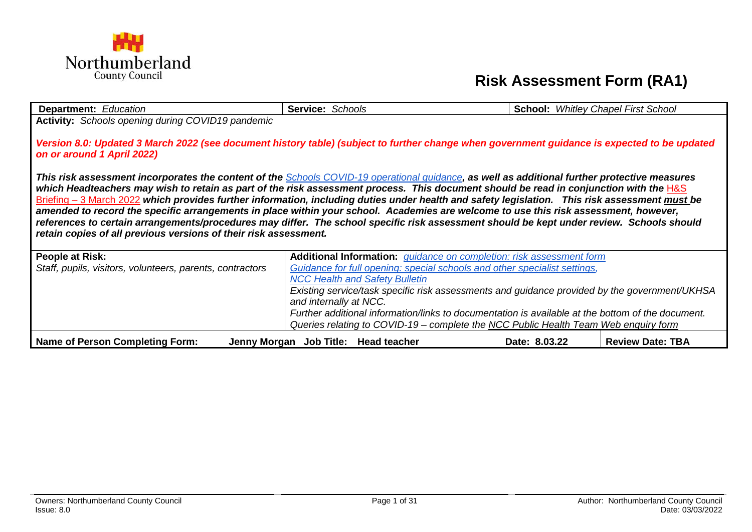Northumberland County Council

# Risk Assessment Form (RA1)

| **Department:** *Education* | **Service:** *Schools* | **School:** *Whitley Chapel First School* | |
|---|---|---|---|
| **Activity:** *Schools opening during COVID19 pandemic*<br><br>***Version 8.0: Updated 3 March 2022 (see document history table) (subject to further change when government guidance is expected to be updated on or around 1 April 2022)***<br><br>***This risk assessment incorporates the content of the*** *Schools COVID-19 operational guidance****, as well as additional further protective measures which Headteachers may wish to retain as part of the risk assessment process. This document should be read in conjunction with the*** H&S Briefing – 3 March 2022 ***which provides further information, including duties under health and safety legislation. This risk assessment must be amended to record the specific arrangements in place within your school. Academies are welcome to use this risk assessment, however, references to certain arrangements/procedures may differ. The school specific risk assessment should be kept under review. Schools should retain copies of all previous versions of their risk assessment.*** | | | |
| **People at Risk:**<br>*Staff, pupils, visitors, volunteers, parents, contractors* | **Additional Information:** *guidance on completion: risk assessment form*<br>*Guidance for full opening: special schools and other specialist settings,*<br>*NCC Health and Safety Bulletin*<br>*Existing service/task specific risk assessments and guidance provided by the government/UKHSA and internally at NCC.*<br>*Further additional information/links to documentation is available at the bottom of the document.*<br>*Queries relating to COVID-19 – complete the NCC Public Health Team Web enquiry form* | | |
| **Name of Person Completing Form:** Jenny Morgan | **Job Title: Head teacher** | **Date: 8.03.22** | **Review Date: TBA** |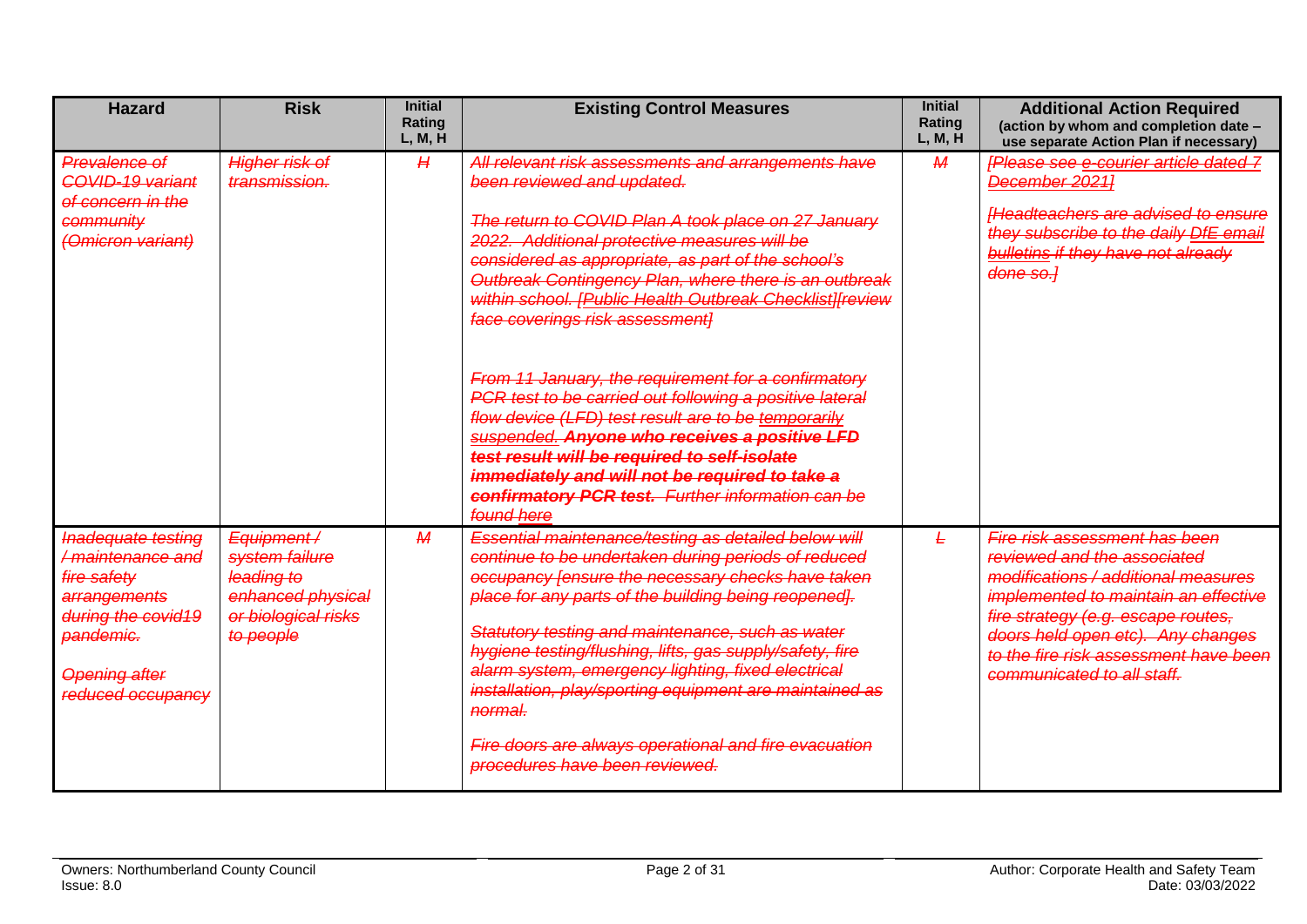| Hazard | Risk | Initial Rating L, M, H | Existing Control Measures | Initial Rating L, M, H | Additional Action Required (action by whom and completion date – use separate Action Plan if necessary) |
|---|---|---|---|---|---|
| ~~*Prevalence of COVID-19 variant of concern in the community (Omicron variant)*~~ | ~~*Higher risk of transmission.*~~ | ~~*H*~~ | ~~*All relevant risk assessments and arrangements have been reviewed and updated.*~~<br><br>~~*The return to COVID Plan A took place on 27 January 2022. Additional protective measures will be considered as appropriate, as part of the school's Outbreak Contingency Plan, where there is an outbreak within school. [Public Health Outbreak Checklist][review face coverings risk assessment]*~~<br><br>~~*From 11 January, the requirement for a confirmatory PCR test to be carried out following a positive lateral flow device (LFD) test result are to be temporarily suspended.*~~ ~~***Anyone who receives a positive LFD test result will be required to self-isolate immediately and will not be required to take a confirmatory PCR test.***~~ ~~*Further information can be found here*~~ | ~~*M*~~ | ~~*[Please see e-courier article dated 7 December 2021]*~~<br><br>~~*[Headteachers are advised to ensure they subscribe to the daily DfE email bulletins if they have not already done so.]*~~ |
| ~~*Inadequate testing / maintenance and fire safety arrangements during the covid19 pandemic.*~~<br><br>~~*Opening after reduced occupancy*~~ | ~~*Equipment / system failure leading to enhanced physical or biological risks to people*~~ | ~~*M*~~ | ~~*Essential maintenance/testing as detailed below will continue to be undertaken during periods of reduced occupancy [ensure the necessary checks have taken place for any parts of the building being reopened].*~~<br><br>~~*Statutory testing and maintenance, such as water hygiene testing/flushing, lifts, gas supply/safety, fire alarm system, emergency lighting, fixed electrical installation, play/sporting equipment are maintained as normal.*~~<br><br>~~*Fire doors are always operational and fire evacuation procedures have been reviewed.*~~ | ~~*L*~~ | ~~*Fire risk assessment has been reviewed and the associated modifications / additional measures implemented to maintain an effective fire strategy (e.g. escape routes, doors held open etc). Any changes to the fire risk assessment have been communicated to all staff.*~~ |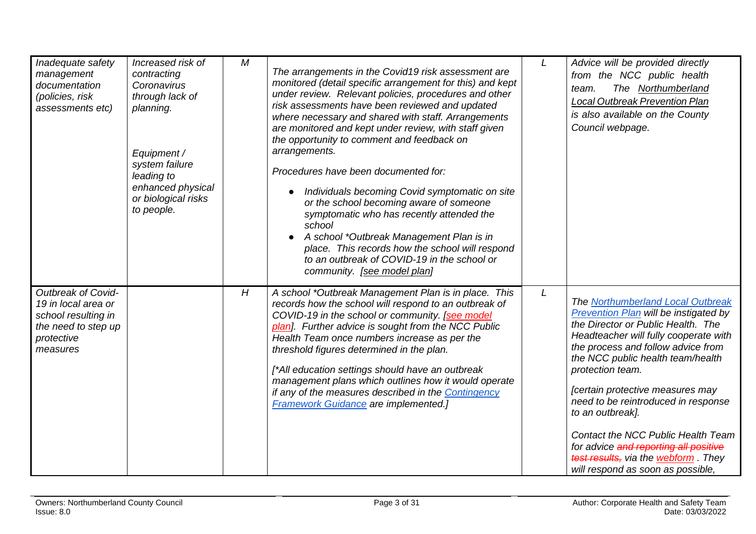| | | | | | |
|---|---|---|---|---|---|
| *Inadequate safety management documentation (policies, risk assessments etc)* | *Increased risk of contracting Coronavirus through lack of planning.*<br><br>*Equipment / system failure leading to enhanced physical or biological risks to people.* | *M* | *The arrangements in the Covid19 risk assessment are monitored (detail specific arrangement for this) and kept under review. Relevant policies, procedures and other risk assessments have been reviewed and updated where necessary and shared with staff. Arrangements are monitored and kept under review, with staff given the opportunity to comment and feedback on arrangements.*<br><br>*Procedures have been documented for:*<br><br>● *Individuals becoming Covid symptomatic on site or the school becoming aware of someone symptomatic who has recently attended the school*<br>● *A school *Outbreak Management Plan is in place. This records how the school will respond to an outbreak of COVID-19 in the school or community. [see model plan]* | *L* | *Advice will be provided directly from the NCC public health team. The Northumberland Local Outbreak Prevention Plan is also available on the County Council webpage.* |
| *Outbreak of Covid-19 in local area or school resulting in the need to step up protective measures* | | *H* | *A school *Outbreak Management Plan is in place. This records how the school will respond to an outbreak of COVID-19 in the school or community. [see model plan]. Further advice is sought from the NCC Public Health Team once numbers increase as per the threshold figures determined in the plan.*<br><br>*[*All education settings should have an outbreak management plans which outlines how it would operate if any of the measures described in the Contingency Framework Guidance are implemented.]* | *L* | *The Northumberland Local Outbreak Prevention Plan will be instigated by the Director or Public Health. The Headteacher will fully cooperate with the process and follow advice from the NCC public health team/health protection team.*<br><br>*[certain protective measures may need to be reintroduced in response to an outbreak].*<br><br>*Contact the NCC Public Health Team for advice ~~and reporting all positive test results,~~ via the webform . They will respond as soon as possible,* |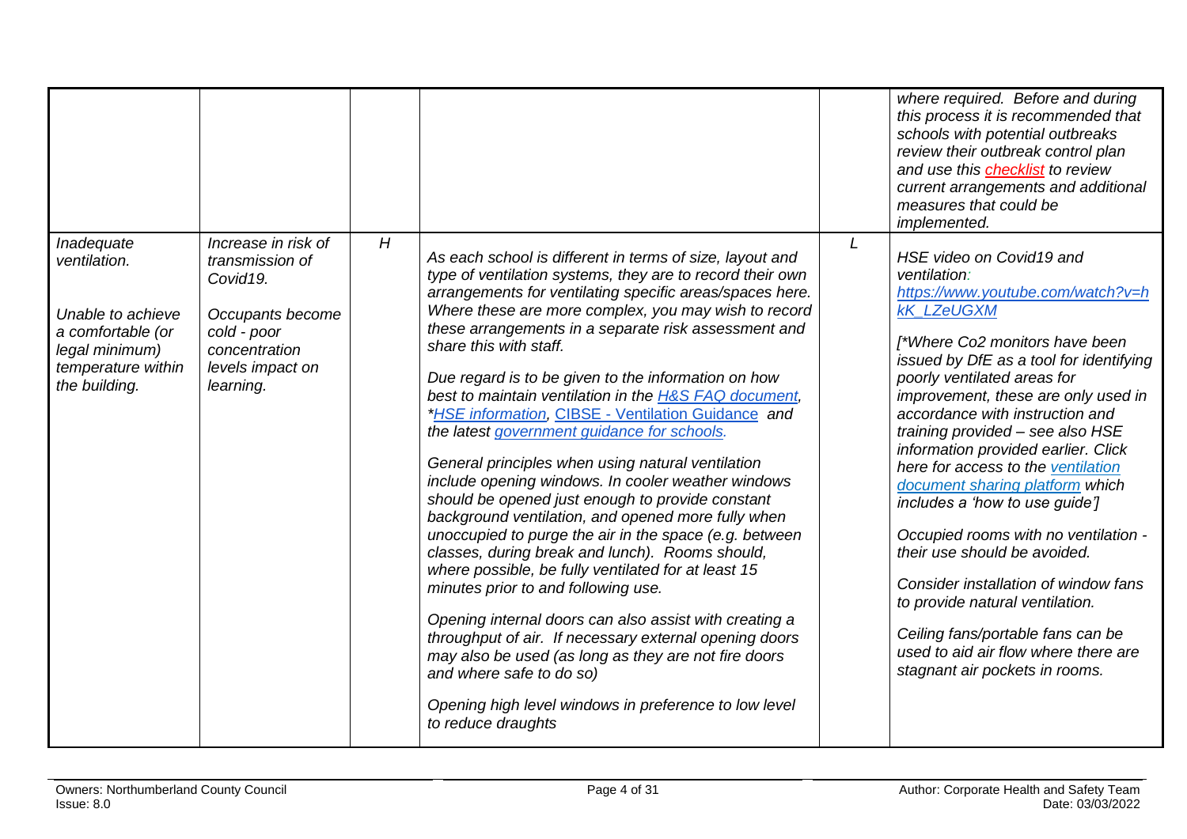|  |  |  |  |  |  |
|---|---|---|---|---|---|
|  |  |  |  |  | *where required. Before and during this process it is recommended that schools with potential outbreaks review their outbreak control plan and use this checklist to review current arrangements and additional measures that could be implemented.* |
| *Inadequate ventilation.*<br><br>*Unable to achieve a comfortable (or legal minimum) temperature within the building.* | *Increase in risk of transmission of Covid19.*<br><br>*Occupants become cold - poor concentration levels impact on learning.* | *H* | *As each school is different in terms of size, layout and type of ventilation systems, they are to record their own arrangements for ventilating specific areas/spaces here. Where these are more complex, you may wish to record these arrangements in a separate risk assessment and share this with staff.*<br><br>*Due regard is to be given to the information on how best to maintain ventilation in the H&S FAQ document, *HSE information, CIBSE - Ventilation Guidance and the latest government guidance for schools.*<br><br>*General principles when using natural ventilation include opening windows. In cooler weather windows should be opened just enough to provide constant background ventilation, and opened more fully when unoccupied to purge the air in the space (e.g. between classes, during break and lunch). Rooms should, where possible, be fully ventilated for at least 15 minutes prior to and following use.*<br><br>*Opening internal doors can also assist with creating a throughput of air. If necessary external opening doors may also be used (as long as they are not fire doors and where safe to do so)*<br><br>*Opening high level windows in preference to low level to reduce draughts* | *L* | *HSE video on Covid19 and ventilation: https://www.youtube.com/watch?v=hkK_LZeUGXM*<br><br>*[*Where Co2 monitors have been issued by DfE as a tool for identifying poorly ventilated areas for improvement, these are only used in accordance with instruction and training provided – see also HSE information provided earlier. Click here for access to the ventilation document sharing platform which includes a 'how to use guide']*<br><br>*Occupied rooms with no ventilation - their use should be avoided.*<br><br>*Consider installation of window fans to provide natural ventilation.*<br><br>*Ceiling fans/portable fans can be used to aid air flow where there are stagnant air pockets in rooms.* |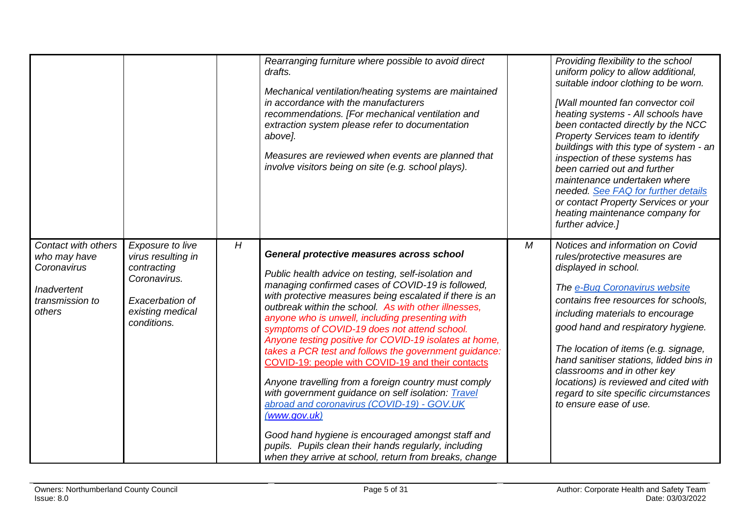| | | | | | |
|---|---|---|---|---|---|
| | | | *Rearranging furniture where possible to avoid direct drafts.*<br><br>*Mechanical ventilation/heating systems are maintained in accordance with the manufacturers recommendations. [For mechanical ventilation and extraction system please refer to documentation above].*<br><br>*Measures are reviewed when events are planned that involve visitors being on site (e.g. school plays).* | | *Providing flexibility to the school uniform policy to allow additional, suitable indoor clothing to be worn.*<br><br>*[Wall mounted fan convector coil heating systems - All schools have been contacted directly by the NCC Property Services team to identify buildings with this type of system - an inspection of these systems has been carried out and further maintenance undertaken where needed. [See FAQ for further details](#) or contact Property Services or your heating maintenance company for further advice.]* |
| *Contact with others who may have Coronavirus*<br><br>*Inadvertent transmission to others* | *Exposure to live virus resulting in contracting Coronavirus.*<br><br>*Exacerbation of existing medical conditions.* | *H* | ***General protective measures across school***<br><br>*Public health advice on testing, self-isolation and managing confirmed cases of COVID-19 is followed, with protective measures being escalated if there is an outbreak within the school. As with other illnesses, anyone who is unwell, including presenting with symptoms of COVID-19 does not attend school. Anyone testing positive for COVID-19 isolates at home, takes a PCR test and follows the government guidance: [COVID-19: people with COVID-19 and their contacts](#)*<br><br>*Anyone travelling from a foreign country must comply with government guidance on self isolation: [Travel abroad and coronavirus (COVID-19) - GOV.UK (www.gov.uk)](#)*<br><br>*Good hand hygiene is encouraged amongst staff and pupils. Pupils clean their hands regularly, including when they arrive at school, return from breaks, change* | *M* | *Notices and information on Covid rules/protective measures are displayed in school.*<br><br>*The [e-Bug Coronavirus website](#) contains free resources for schools, including materials to encourage good hand and respiratory hygiene.*<br><br>*The location of items (e.g. signage, hand sanitiser stations, lidded bins in classrooms and in other key locations) is reviewed and cited with regard to site specific circumstances to ensure ease of use.* |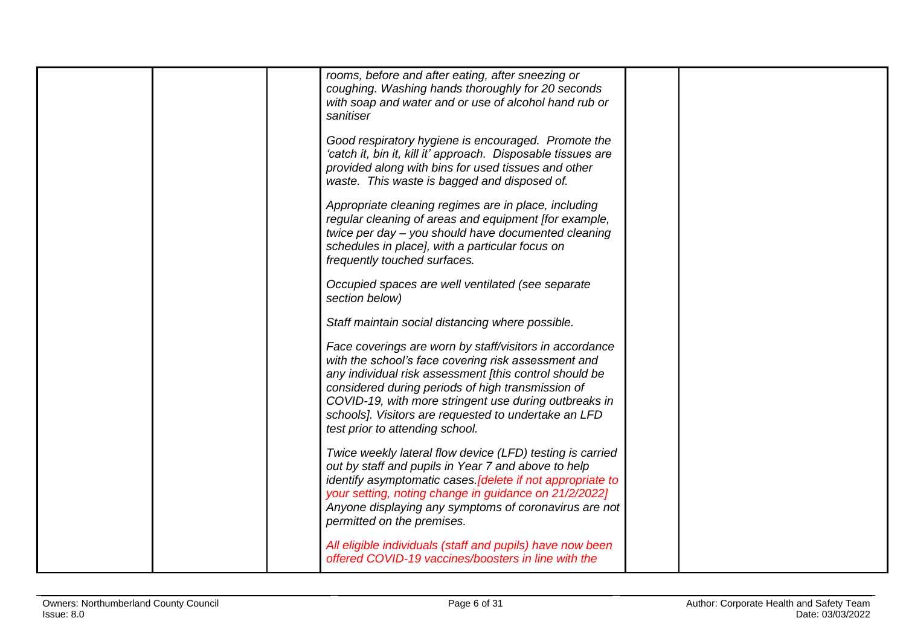| | | | | | |
|---|---|---|---|---|---|
| | | | *rooms, before and after eating, after sneezing or coughing. Washing hands thoroughly for 20 seconds with soap and water and or use of alcohol hand rub or sanitiser*<br><br>*Good respiratory hygiene is encouraged. Promote the 'catch it, bin it, kill it' approach. Disposable tissues are provided along with bins for used tissues and other waste. This waste is bagged and disposed of.*<br><br>*Appropriate cleaning regimes are in place, including regular cleaning of areas and equipment [for example, twice per day – you should have documented cleaning schedules in place], with a particular focus on frequently touched surfaces.*<br><br>*Occupied spaces are well ventilated (see separate section below)*<br><br>*Staff maintain social distancing where possible.*<br><br>*Face coverings are worn by staff/visitors in accordance with the school's face covering risk assessment and any individual risk assessment [this control should be considered during periods of high transmission of COVID-19, with more stringent use during outbreaks in schools]. Visitors are requested to undertake an LFD test prior to attending school.*<br><br>*Twice weekly lateral flow device (LFD) testing is carried out by staff and pupils in Year 7 and above to help identify asymptomatic cases.[delete if not appropriate to your setting, noting change in guidance on 21/2/2022] Anyone displaying any symptoms of coronavirus are not permitted on the premises.*<br><br>*All eligible individuals (staff and pupils) have now been offered COVID-19 vaccines/boosters in line with the* | | |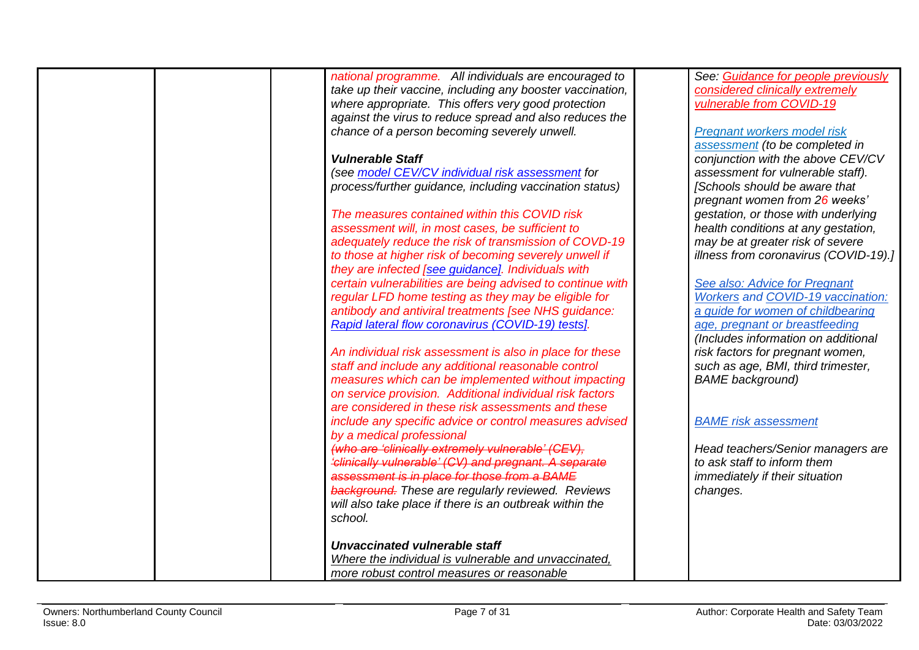|  |  |  | national programme. All individuals are encouraged to take up their vaccine, including any booster vaccination, where appropriate. This offers very good protection against the virus to reduce spread and also reduces the chance of a person becoming severely unwell.<br><br>***Vulnerable Staff***<br>*(see model CEV/CV individual risk assessment for process/further guidance, including vaccination status)*<br><br>*The measures contained within this COVID risk assessment will, in most cases, be sufficient to adequately reduce the risk of transmission of COVD-19 to those at higher risk of becoming severely unwell if they are infected [see guidance]. Individuals with certain vulnerabilities are being advised to continue with regular LFD home testing as they may be eligible for antibody and antiviral treatments [see NHS guidance: Rapid lateral flow coronavirus (COVID-19) tests].*<br><br>*An individual risk assessment is also in place for these staff and include any additional reasonable control measures which can be implemented without impacting on service provision. Additional individual risk factors are considered in these risk assessments and these include any specific advice or control measures advised by a medical professional* ~~*(who are 'clinically extremely vulnerable' (CEV), 'clinically vulnerable' (CV) and pregnant. A separate assessment is in place for those from a BAME background.*~~ *These are regularly reviewed. Reviews will also take place if there is an outbreak within the school.*<br><br>***Unvaccinated vulnerable staff***<br>*Where the individual is vulnerable and unvaccinated, more robust control measures or reasonable* |  | *See: Guidance for people previously considered clinically extremely vulnerable from COVID-19*<br><br>*Pregnant workers model risk assessment (to be completed in conjunction with the above CEV/CV assessment for vulnerable staff). [Schools should be aware that pregnant women from 26 weeks' gestation, or those with underlying health conditions at any gestation, may be at greater risk of severe illness from coronavirus (COVID-19).]*<br><br>*See also: Advice for Pregnant Workers and COVID-19 vaccination: a guide for women of childbearing age, pregnant or breastfeeding (Includes information on additional risk factors for pregnant women, such as age, BMI, third trimester, BAME background)*<br><br>*BAME risk assessment*<br><br>*Head teachers/Senior managers are to ask staff to inform them immediately if their situation changes.* |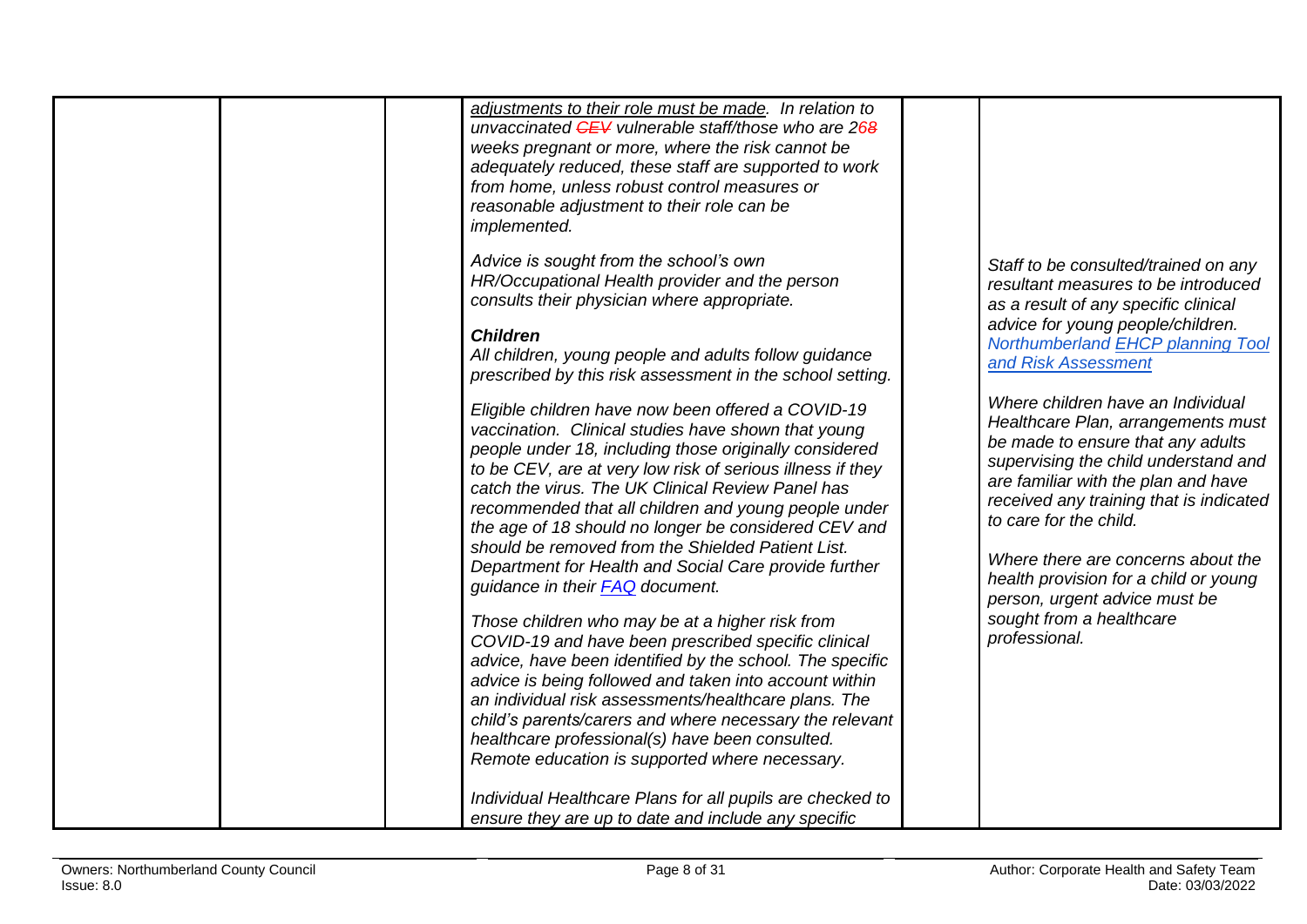| | | | | | |
|---|---|---|---|---|---|
| | | | *adjustments to their role must be made. In relation to unvaccinated ~~CEV~~ vulnerable staff/those who are 2~~6~~8 weeks pregnant or more, where the risk cannot be adequately reduced, these staff are supported to work from home, unless robust control measures or reasonable adjustment to their role can be implemented.*<br><br>*Advice is sought from the school's own HR/Occupational Health provider and the person consults their physician where appropriate.*<br><br>***Children***<br>*All children, young people and adults follow guidance prescribed by this risk assessment in the school setting.*<br><br>*Eligible children have now been offered a COVID-19 vaccination. Clinical studies have shown that young people under 18, including those originally considered to be CEV, are at very low risk of serious illness if they catch the virus. The UK Clinical Review Panel has recommended that all children and young people under the age of 18 should no longer be considered CEV and should be removed from the Shielded Patient List. Department for Health and Social Care provide further guidance in their FAQ document.*<br><br>*Those children who may be at a higher risk from COVID-19 and have been prescribed specific clinical advice, have been identified by the school. The specific advice is being followed and taken into account within an individual risk assessments/healthcare plans. The child's parents/carers and where necessary the relevant healthcare professional(s) have been consulted. Remote education is supported where necessary.*<br><br>*Individual Healthcare Plans for all pupils are checked to ensure they are up to date and include any specific* | | *Staff to be consulted/trained on any resultant measures to be introduced as a result of any specific clinical advice for young people/children.*<br>*Northumberland EHCP planning Tool and Risk Assessment*<br><br>*Where children have an Individual Healthcare Plan, arrangements must be made to ensure that any adults supervising the child understand and are familiar with the plan and have received any training that is indicated to care for the child.*<br><br>*Where there are concerns about the health provision for a child or young person, urgent advice must be sought from a healthcare professional.* |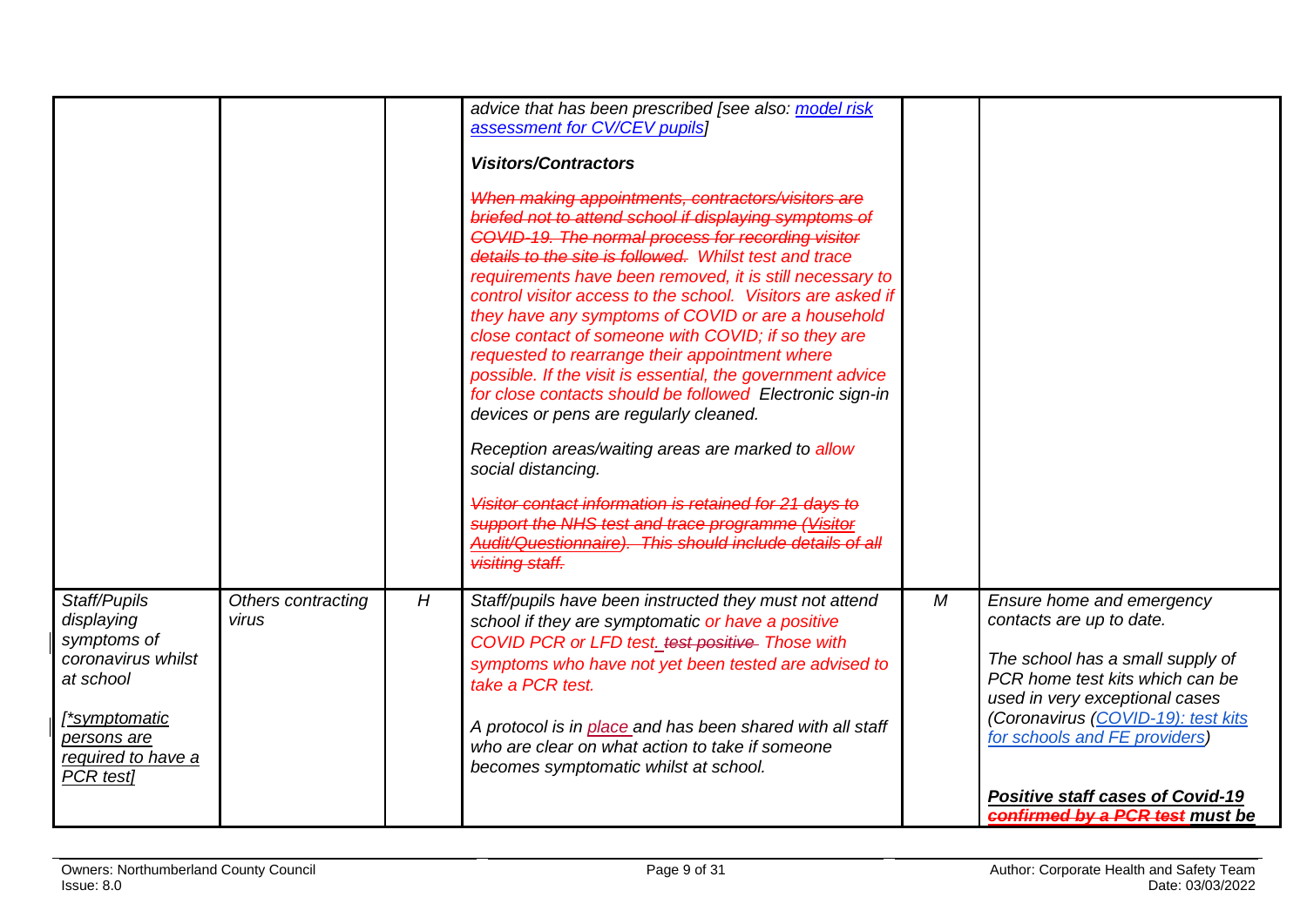| | | | | | |
|---|---|---|---|---|---|
| | | | *advice that has been prescribed [see also: model risk assessment for CV/CEV pupils]*<br><br>***Visitors/Contractors***<br><br>~~*When making appointments, contractors/visitors are briefed not to attend school if displaying symptoms of COVID-19. The normal process for recording visitor details to the site is followed.*~~ *Whilst test and trace requirements have been removed, it is still necessary to control visitor access to the school. Visitors are asked if they have any symptoms of COVID or are a household close contact of someone with COVID; if so they are requested to rearrange their appointment where possible. If the visit is essential, the government advice for close contacts should be followed Electronic sign-in devices or pens are regularly cleaned.*<br><br>*Reception areas/waiting areas are marked to allow social distancing.*<br><br>~~*Visitor contact information is retained for 21 days to support the NHS test and trace programme (Visitor Audit/Questionnaire). This should include details of all visiting staff.*~~ | | |
| *Staff/Pupils displaying symptoms of coronavirus whilst at school*<br><br>*[\*symptomatic persons are required to have a PCR test]* | *Others contracting virus* | *H* | *Staff/pupils have been instructed they must not attend school if they are symptomatic or have a positive COVID PCR or LFD test.* ~~*test positive*~~ *Those with symptoms who have not yet been tested are advised to take a PCR test.*<br><br>*A protocol is in place and has been shared with all staff who are clear on what action to take if someone becomes symptomatic whilst at school.* | *M* | *Ensure home and emergency contacts are up to date.*<br><br>*The school has a small supply of PCR home test kits which can be used in very exceptional cases (Coronavirus (COVID-19): test kits for schools and FE providers)*<br><br>***Positive staff cases of Covid-19*** ~~***confirmed by a PCR test***~~ ***must be*** |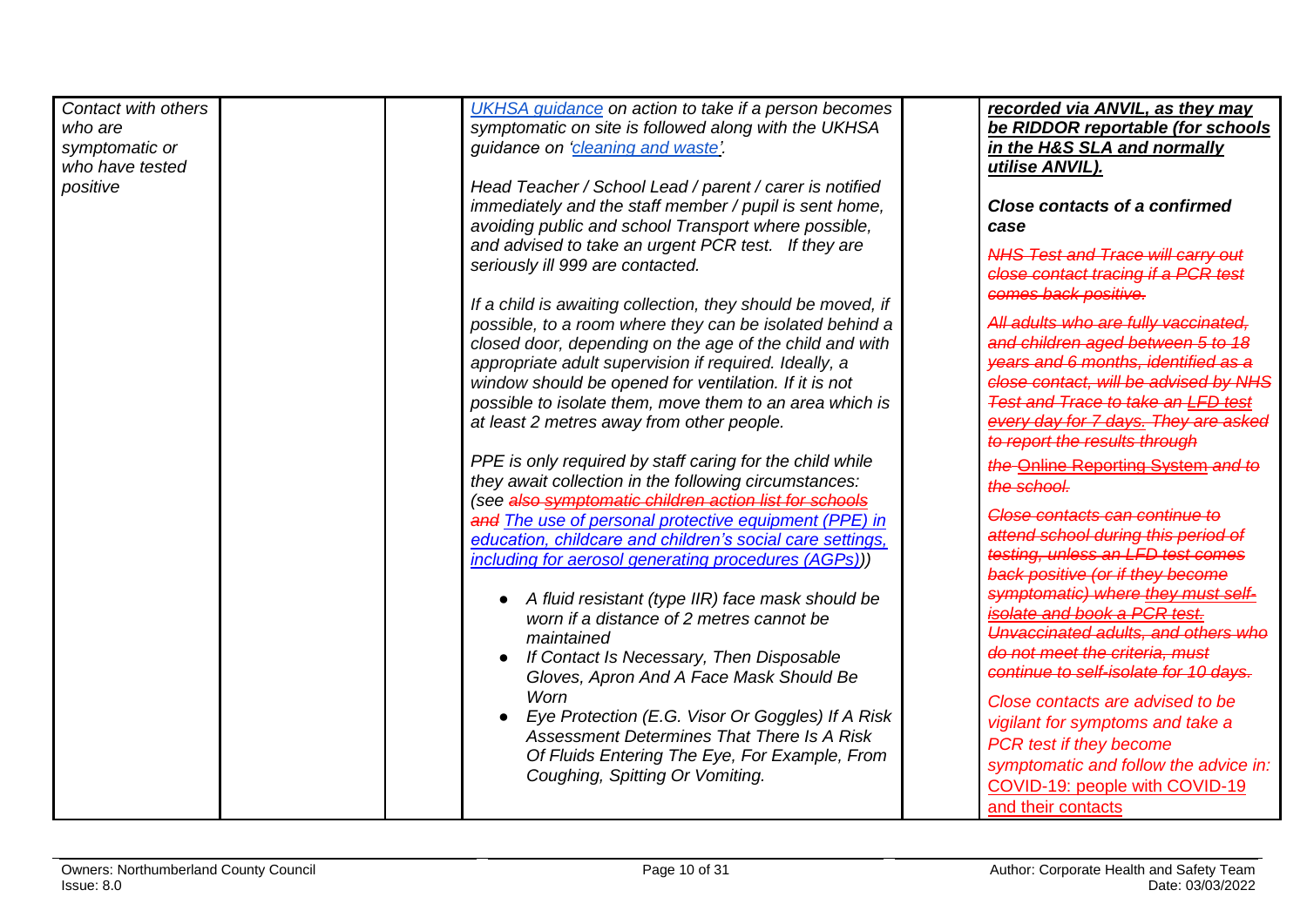| | | | | | |
|---|---|---|---|---|---|
| *Contact with others who are symptomatic or who have tested positive* | | | *UKHSA guidance on action to take if a person becomes symptomatic on site is followed along with the UKHSA guidance on 'cleaning and waste'.*<br><br>*Head Teacher / School Lead / parent / carer is notified immediately and the staff member / pupil is sent home, avoiding public and school Transport where possible, and advised to take an urgent PCR test. If they are seriously ill 999 are contacted.*<br><br>*If a child is awaiting collection, they should be moved, if possible, to a room where they can be isolated behind a closed door, depending on the age of the child and with appropriate adult supervision if required. Ideally, a window should be opened for ventilation. If it is not possible to isolate them, move them to an area which is at least 2 metres away from other people.*<br><br>*PPE is only required by staff caring for the child while they await collection in the following circumstances: (see ~~also symptomatic children action list for schools and~~ The use of personal protective equipment (PPE) in education, childcare and children's social care settings, including for aerosol generating procedures (AGPs)))*<br><br>• *A fluid resistant (type IIR) face mask should be worn if a distance of 2 metres cannot be maintained*<br>• *If Contact Is Necessary, Then Disposable Gloves, Apron And A Face Mask Should Be Worn*<br>• *Eye Protection (E.G. Visor Or Goggles) If A Risk Assessment Determines That There Is A Risk Of Fluids Entering The Eye, For Example, From Coughing, Spitting Or Vomiting.* | | ***recorded via ANVIL, as they may be RIDDOR reportable (for schools in the H&S SLA and normally utilise ANVIL).***<br><br>***Close contacts of a confirmed case***<br><br>~~*NHS Test and Trace will carry out close contact tracing if a PCR test comes back positive.*~~<br><br>~~*All adults who are fully vaccinated, and children aged between 5 to 18 years and 6 months, identified as a close contact, will be advised by NHS Test and Trace to take an LFD test every day for 7 days. They are asked to report the results through the Online Reporting System and to the school.*~~<br><br>~~*Close contacts can continue to attend school during this period of testing, unless an LFD test comes back positive (or if they become symptomatic) where they must self-isolate and book a PCR test. Unvaccinated adults, and others who do not meet the criteria, must continue to self-isolate for 10 days.*~~<br><br>*Close contacts are advised to be vigilant for symptoms and take a PCR test if they become symptomatic and follow the advice in:* COVID-19: people with COVID-19 and their contacts |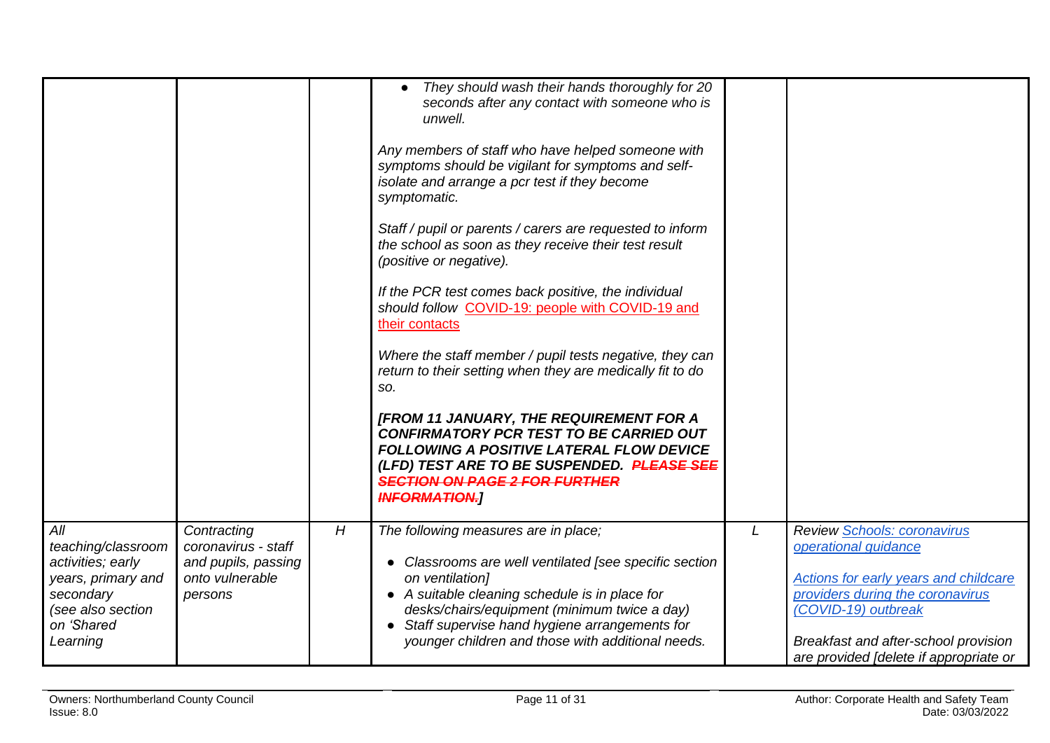| | | | | | |
|---|---|---|---|---|---|
| | | | • *They should wash their hands thoroughly for 20 seconds after any contact with someone who is unwell.*<br><br>*Any members of staff who have helped someone with symptoms should be vigilant for symptoms and self-isolate and arrange a pcr test if they become symptomatic.*<br><br>*Staff / pupil or parents / carers are requested to inform the school as soon as they receive their test result (positive or negative).*<br><br>*If the PCR test comes back positive, the individual should follow* COVID-19: people with COVID-19 and their contacts<br><br>*Where the staff member / pupil tests negative, they can return to their setting when they are medically fit to do so.*<br><br>***[FROM 11 JANUARY, THE REQUIREMENT FOR A CONFIRMATORY PCR TEST TO BE CARRIED OUT FOLLOWING A POSITIVE LATERAL FLOW DEVICE (LFD) TEST ARE TO BE SUSPENDED. ~~PLEASE SEE SECTION ON PAGE 2 FOR FURTHER INFORMATION.~~]*** | | |
| *All teaching/classroom activities; early years, primary and secondary (see also section on 'Shared Learning* | *Contracting coronavirus - staff and pupils, passing onto vulnerable persons* | *H* | *The following measures are in place;*<br><br>• *Classrooms are well ventilated [see specific section on ventilation]*<br>• *A suitable cleaning schedule is in place for desks/chairs/equipment (minimum twice a day)*<br>• *Staff supervise hand hygiene arrangements for younger children and those with additional needs.* | *L* | *Review* Schools: coronavirus operational guidance<br><br>Actions for early years and childcare providers during the coronavirus (COVID-19) outbreak<br><br>*Breakfast and after-school provision are provided [delete if appropriate or* |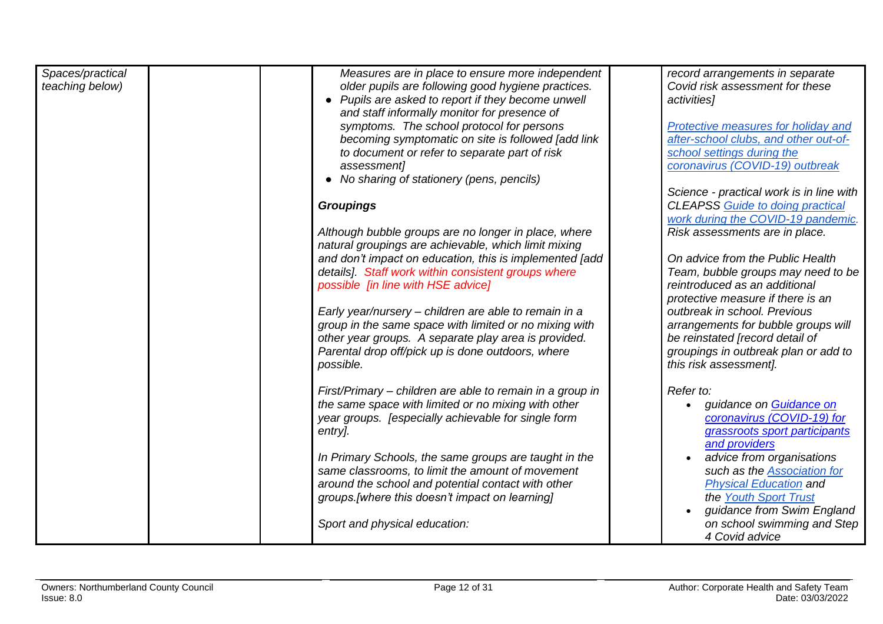| | | | | | |
|---|---|---|---|---|---|
| *Spaces/practical teaching below)* | | | *Measures are in place to ensure more independent older pupils are following good hygiene practices.*<br>• *Pupils are asked to report if they become unwell and staff informally monitor for presence of symptoms. The school protocol for persons becoming symptomatic on site is followed [add link to document or refer to separate part of risk assessment]*<br>• *No sharing of stationery (pens, pencils)*<br><br>***Groupings***<br><br>*Although bubble groups are no longer in place, where natural groupings are achievable, which limit mixing and don't impact on education, this is implemented [add details]. Staff work within consistent groups where possible [in line with HSE advice]*<br><br>*Early year/nursery – children are able to remain in a group in the same space with limited or no mixing with other year groups. A separate play area is provided. Parental drop off/pick up is done outdoors, where possible.*<br><br>*First/Primary – children are able to remain in a group in the same space with limited or no mixing with other year groups. [especially achievable for single form entry].*<br><br>*In Primary Schools, the same groups are taught in the same classrooms, to limit the amount of movement around the school and potential contact with other groups.[where this doesn't impact on learning]*<br><br>*Sport and physical education:* | | *record arrangements in separate Covid risk assessment for these activities]*<br><br>*Protective measures for holiday and after-school clubs, and other out-of-school settings during the coronavirus (COVID-19) outbreak*<br><br>*Science - practical work is in line with CLEAPSS Guide to doing practical work during the COVID-19 pandemic. Risk assessments are in place.*<br><br>*On advice from the Public Health Team, bubble groups may need to be reintroduced as an additional protective measure if there is an outbreak in school. Previous arrangements for bubble groups will be reinstated [record detail of groupings in outbreak plan or add to this risk assessment].*<br><br>*Refer to:*<br>• *guidance on Guidance on coronavirus (COVID-19) for grassroots sport participants and providers*<br>• *advice from organisations such as the Association for Physical Education and the Youth Sport Trust*<br>• *guidance from Swim England on school swimming and Step 4 Covid advice* |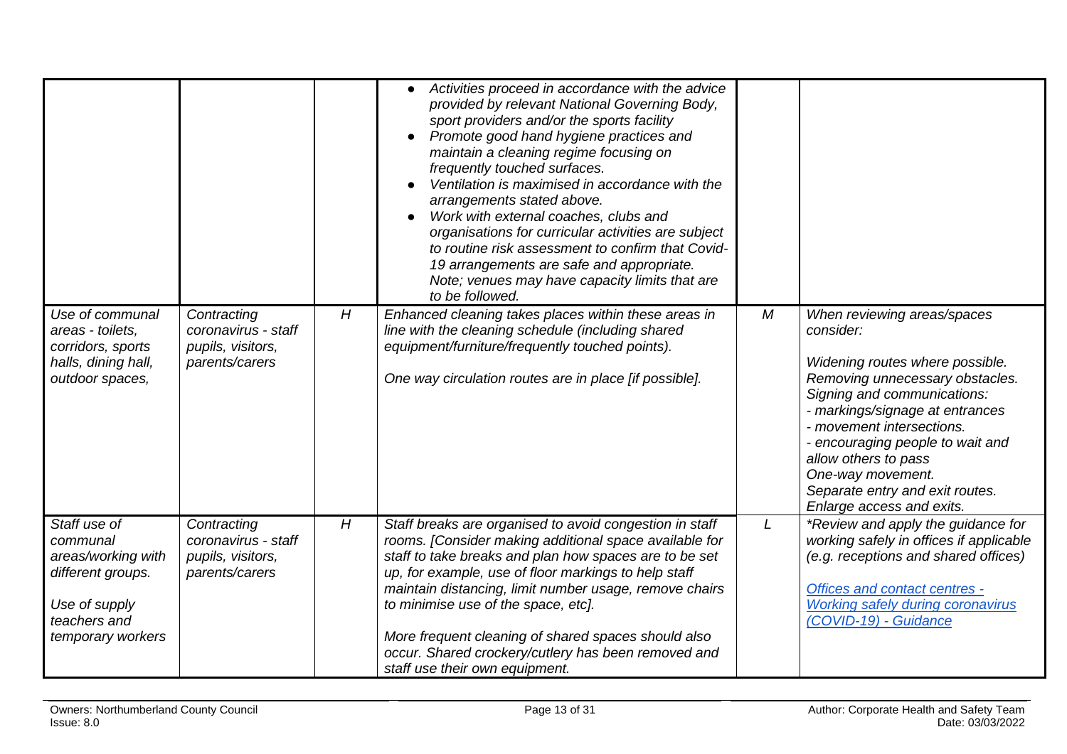| | | | | | |
|---|---|---|---|---|---|
| | | | • *Activities proceed in accordance with the advice provided by relevant National Governing Body, sport providers and/or the sports facility*<br>• *Promote good hand hygiene practices and maintain a cleaning regime focusing on frequently touched surfaces.*<br>• *Ventilation is maximised in accordance with the arrangements stated above.*<br>• *Work with external coaches, clubs and organisations for curricular activities are subject to routine risk assessment to confirm that Covid-19 arrangements are safe and appropriate. Note; venues may have capacity limits that are to be followed.* | | |
| *Use of communal areas - toilets, corridors, sports halls, dining hall, outdoor spaces,* | *Contracting coronavirus - staff pupils, visitors, parents/carers* | *H* | *Enhanced cleaning takes places within these areas in line with the cleaning schedule (including shared equipment/furniture/frequently touched points).*<br><br>*One way circulation routes are in place [if possible].* | *M* | *When reviewing areas/spaces consider:*<br><br>*Widening routes where possible.*<br>*Removing unnecessary obstacles.*<br>*Signing and communications:*<br>*- markings/signage at entrances*<br>*- movement intersections.*<br>*- encouraging people to wait and allow others to pass*<br>*One-way movement.*<br>*Separate entry and exit routes.*<br>*Enlarge access and exits.* |
| *Staff use of communal areas/working with different groups.*<br><br>*Use of supply teachers and temporary workers* | *Contracting coronavirus - staff pupils, visitors, parents/carers* | *H* | *Staff breaks are organised to avoid congestion in staff rooms. [Consider making additional space available for staff to take breaks and plan how spaces are to be set up, for example, use of floor markings to help staff maintain distancing, limit number usage, remove chairs to minimise use of the space, etc].*<br><br>*More frequent cleaning of shared spaces should also occur. Shared crockery/cutlery has been removed and staff use their own equipment.* | *L* | *\*Review and apply the guidance for working safely in offices if applicable (e.g. receptions and shared offices)*<br><br>*Offices and contact centres - Working safely during coronavirus (COVID-19) - Guidance* |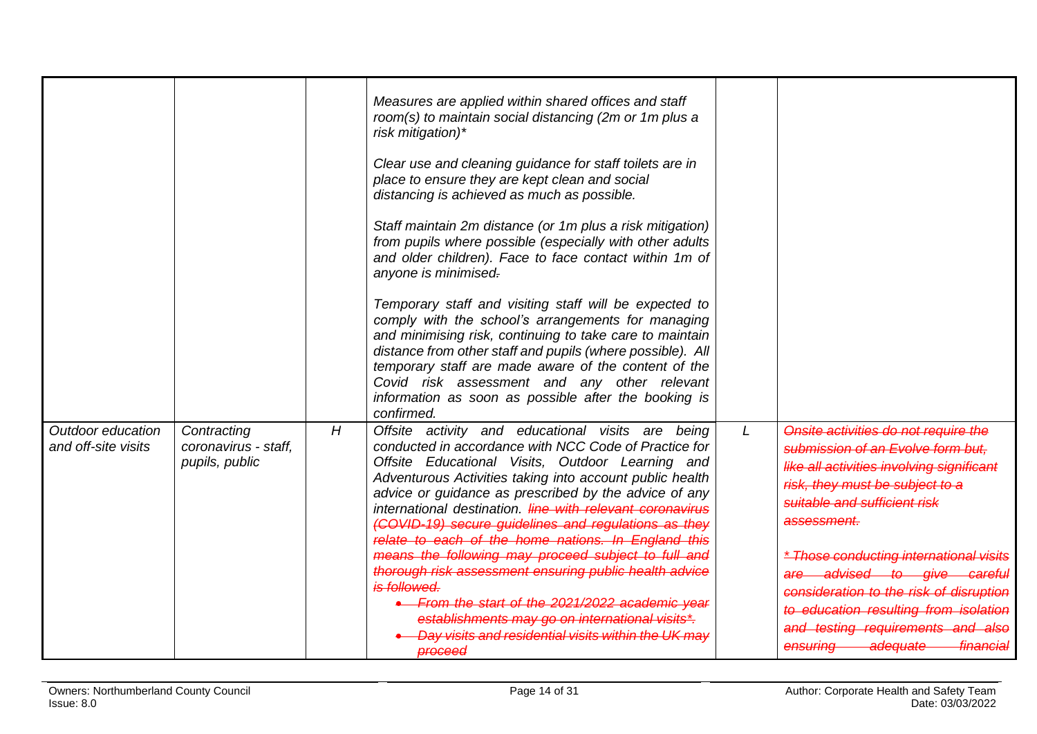| | | | | | |
|---|---|---|---|---|---|
| | | | *Measures are applied within shared offices and staff room(s) to maintain social distancing (2m or 1m plus a risk mitigation)** <br><br> *Clear use and cleaning guidance for staff toilets are in place to ensure they are kept clean and social distancing is achieved as much as possible.* <br><br> *Staff maintain 2m distance (or 1m plus a risk mitigation) from pupils where possible (especially with other adults and older children). Face to face contact within 1m of anyone is minimised~~.~~* <br><br> *Temporary staff and visiting staff will be expected to comply with the school's arrangements for managing and minimising risk, continuing to take care to maintain distance from other staff and pupils (where possible). All temporary staff are made aware of the content of the Covid risk assessment and any other relevant information as soon as possible after the booking is confirmed.* | | |
| *Outdoor education and off-site visits* | *Contracting coronavirus - staff, pupils, public* | *H* | *Offsite activity and educational visits are being conducted in accordance with NCC Code of Practice for Offsite Educational Visits, Outdoor Learning and Adventurous Activities taking into account public health advice or guidance as prescribed by the advice of any international destination. ~~line with relevant coronavirus (COVID-19) secure guidelines and regulations as they relate to each of the home nations. In England this means the following may proceed subject to full and thorough risk assessment ensuring public health advice is followed.~~* <br> • *~~From the start of the 2021/2022 academic year establishments may go on international visits*.~~* <br> • *~~Day visits and residential visits within the UK may proceed~~* | *L* | *~~Onsite activities do not require the submission of an Evolve form but, like all activities involving significant risk, they must be subject to a suitable and sufficient risk assessment.~~* <br><br> *~~* Those conducting international visits are advised to give careful consideration to the risk of disruption to education resulting from isolation and testing requirements and also ensuring adequate financial~~* |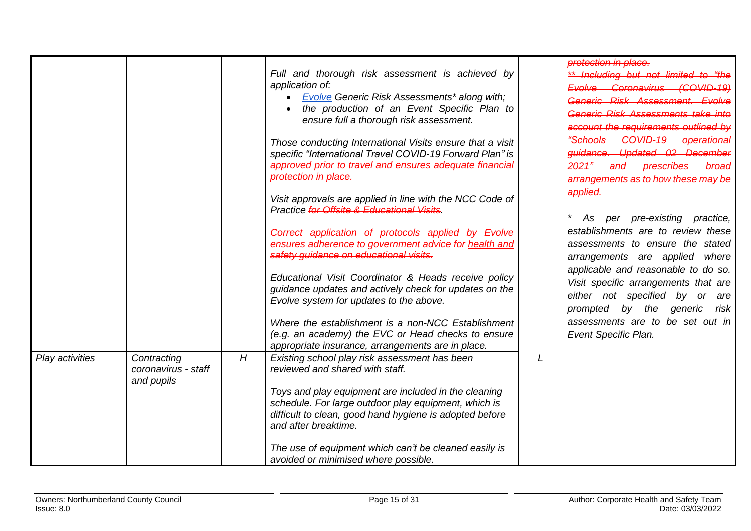| | | | | | |
|---|---|---|---|---|---|
| | | | *Full and thorough risk assessment is achieved by application of:*<br>• *[Evolve](#) Generic Risk Assessments\* along with;*<br>• *the production of an Event Specific Plan to ensure full a thorough risk assessment.*<br><br>*Those conducting International Visits ensure that a visit specific "International Travel COVID-19 Forward Plan" is approved prior to travel and ensures adequate financial protection in place.*<br><br>*Visit approvals are applied in line with the NCC Code of Practice ~~for Offsite & Educational Visits~~.*<br><br>*~~Correct application of protocols applied by Evolve ensures adherence to government advice for health and safety guidance on educational visits.~~*<br><br>*Educational Visit Coordinator & Heads receive policy guidance updates and actively check for updates on the Evolve system for updates to the above.*<br><br>*Where the establishment is a non-NCC Establishment (e.g. an academy) the EVC or Head checks to ensure appropriate insurance, arrangements are in place.* | | *~~protection in place.~~*<br>*~~\*\* Including but not limited to "the Evolve Coronavirus (COVID-19) Generic Risk Assessment. Evolve Generic Risk Assessments take into account the requirements outlined by "Schools COVID-19 operational guidance. Updated 02 December 2021" and prescribes broad arrangements as to how these may be applied.~~*<br><br>*\* As per pre-existing practice, establishments are to review these assessments to ensure the stated arrangements are applied where applicable and reasonable to do so. Visit specific arrangements that are either not specified by or are prompted by the generic risk assessments are to be set out in Event Specific Plan.* |
| *Play activities* | *Contracting coronavirus - staff and pupils* | *H* | *Existing school play risk assessment has been reviewed and shared with staff.*<br><br>*Toys and play equipment are included in the cleaning schedule. For large outdoor play equipment, which is difficult to clean, good hand hygiene is adopted before and after breaktime.*<br><br>*The use of equipment which can't be cleaned easily is avoided or minimised where possible.* | *L* | |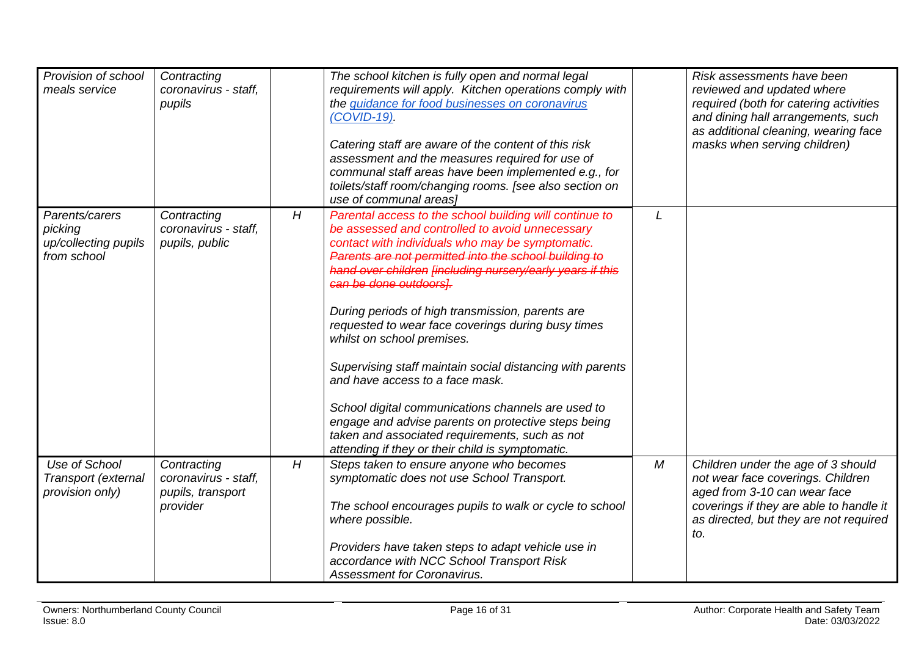| *Provision of school meals service* | *Contracting coronavirus - staff, pupils* | | *The school kitchen is fully open and normal legal requirements will apply. Kitchen operations comply with the [guidance for food businesses on coronavirus (COVID-19)](#).*<br><br>*Catering staff are aware of the content of this risk assessment and the measures required for use of communal staff areas have been implemented e.g., for toilets/staff room/changing rooms. [see also section on use of communal areas]* | | *Risk assessments have been reviewed and updated where required (both for catering activities and dining hall arrangements, such as additional cleaning, wearing face masks when serving children)* |
|---|---|---|---|---|---|
| *Parents/carers picking up/collecting pupils from school* | *Contracting coronavirus - staff, pupils, public* | *H* | *Parental access to the school building will continue to be assessed and controlled to avoid unnecessary contact with individuals who may be symptomatic.* ~~*Parents are not permitted into the school building to hand over children [including nursery/early years if this can be done outdoors].*~~<br><br>*During periods of high transmission, parents are requested to wear face coverings during busy times whilst on school premises.*<br><br>*Supervising staff maintain social distancing with parents and have access to a face mask.*<br><br>*School digital communications channels are used to engage and advise parents on protective steps being taken and associated requirements, such as not attending if they or their child is symptomatic.* | *L* | |
| *Use of School Transport (external provision only)* | *Contracting coronavirus - staff, pupils, transport provider* | *H* | *Steps taken to ensure anyone who becomes symptomatic does not use School Transport.*<br><br>*The school encourages pupils to walk or cycle to school where possible.*<br><br>*Providers have taken steps to adapt vehicle use in accordance with NCC School Transport Risk Assessment for Coronavirus.* | *M* | *Children under the age of 3 should not wear face coverings. Children aged from 3-10 can wear face coverings if they are able to handle it as directed, but they are not required to.* |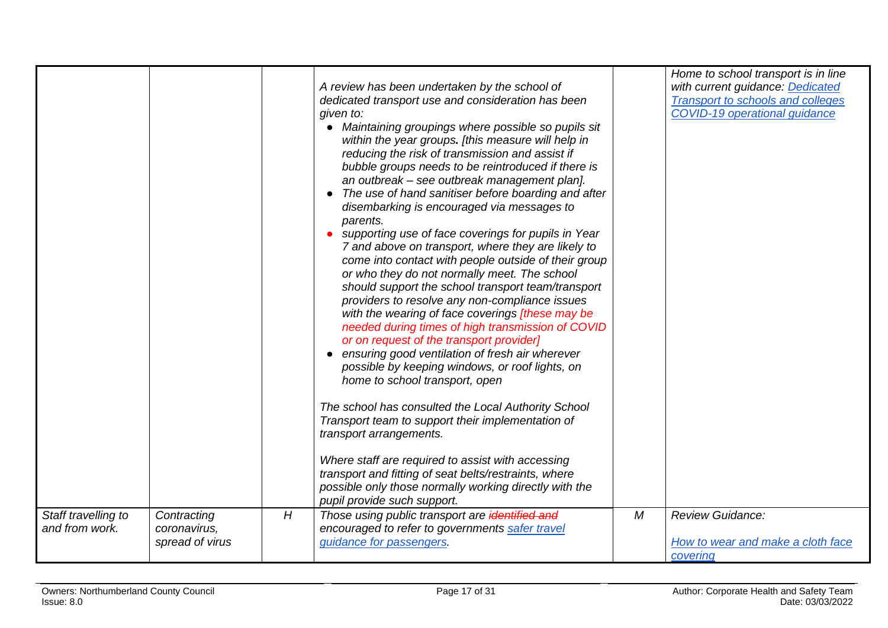| | | | | | |
|---|---|---|---|---|---|
| | | | *A review has been undertaken by the school of dedicated transport use and consideration has been given to:*<br>• *Maintaining groupings where possible so pupils sit within the year groups. [this measure will help in reducing the risk of transmission and assist if bubble groups needs to be reintroduced if there is an outbreak – see outbreak management plan].*<br>• *The use of hand sanitiser before boarding and after disembarking is encouraged via messages to parents.*<br>• *supporting use of face coverings for pupils in Year 7 and above on transport, where they are likely to come into contact with people outside of their group or who they do not normally meet. The school should support the school transport team/transport providers to resolve any non-compliance issues with the wearing of face coverings [these may be needed during times of high transmission of COVID or on request of the transport provider]*<br>• *ensuring good ventilation of fresh air wherever possible by keeping windows, or roof lights, on home to school transport, open*<br><br>*The school has consulted the Local Authority School Transport team to support their implementation of transport arrangements.*<br><br>*Where staff are required to assist with accessing transport and fitting of seat belts/restraints, where possible only those normally working directly with the pupil provide such support.* | | *Home to school transport is in line with current guidance: Dedicated Transport to schools and colleges COVID-19 operational guidance* |
| *Staff travelling to and from work.* | *Contracting coronavirus, spread of virus* | *H* | *Those using public transport are ~~identified and~~ encouraged to refer to governments safer travel guidance for passengers.* | *M* | *Review Guidance:*<br><br>*How to wear and make a cloth face covering* |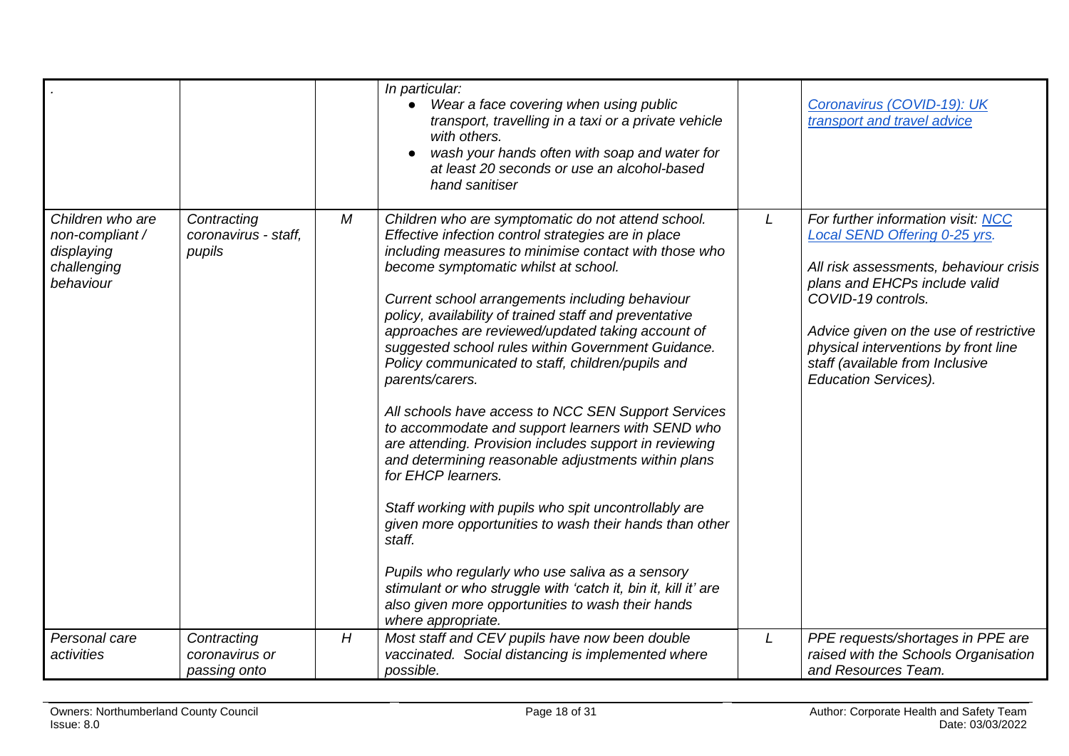| | | | | | |
|---|---|---|---|---|---|
| . | | | *In particular:*<br>• *Wear a face covering when using public transport, travelling in a taxi or a private vehicle with others.*<br>• *wash your hands often with soap and water for at least 20 seconds or use an alcohol-based hand sanitiser* | | *Coronavirus (COVID-19): UK transport and travel advice* |
| *Children who are non-compliant / displaying challenging behaviour* | *Contracting coronavirus - staff, pupils* | *M* | *Children who are symptomatic do not attend school. Effective infection control strategies are in place including measures to minimise contact with those who become symptomatic whilst at school.*<br><br>*Current school arrangements including behaviour policy, availability of trained staff and preventative approaches are reviewed/updated taking account of suggested school rules within Government Guidance. Policy communicated to staff, children/pupils and parents/carers.*<br><br>*All schools have access to NCC SEN Support Services to accommodate and support learners with SEND who are attending. Provision includes support in reviewing and determining reasonable adjustments within plans for EHCP learners.*<br><br>*Staff working with pupils who spit uncontrollably are given more opportunities to wash their hands than other staff.*<br><br>*Pupils who regularly who use saliva as a sensory stimulant or who struggle with 'catch it, bin it, kill it' are also given more opportunities to wash their hands where appropriate.* | *L* | *For further information visit: NCC Local SEND Offering 0-25 yrs.*<br><br>*All risk assessments, behaviour crisis plans and EHCPs include valid COVID-19 controls.*<br><br>*Advice given on the use of restrictive physical interventions by front line staff (available from Inclusive Education Services).* |
| *Personal care activities* | *Contracting coronavirus or passing onto* | *H* | *Most staff and CEV pupils have now been double vaccinated. Social distancing is implemented where possible.* | *L* | *PPE requests/shortages in PPE are raised with the Schools Organisation and Resources Team.* |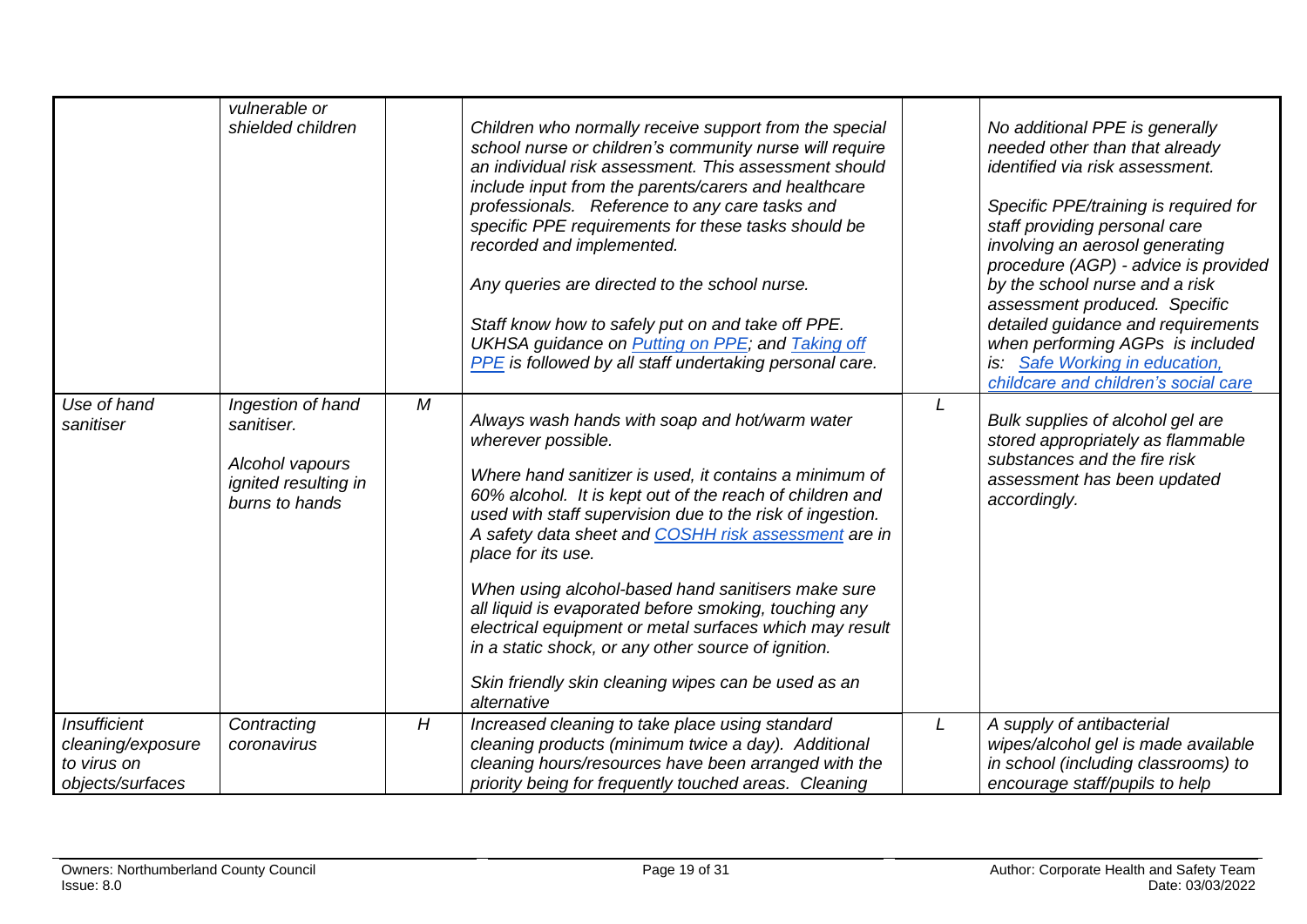| | | | | | |
|---|---|---|---|---|---|
| | *vulnerable or shielded children* | | *Children who normally receive support from the special school nurse or children's community nurse will require an individual risk assessment. This assessment should include input from the parents/carers and healthcare professionals. Reference to any care tasks and specific PPE requirements for these tasks should be recorded and implemented.*<br><br>*Any queries are directed to the school nurse.*<br><br>*Staff know how to safely put on and take off PPE. UKHSA guidance on Putting on PPE; and Taking off PPE is followed by all staff undertaking personal care.* | | *No additional PPE is generally needed other than that already identified via risk assessment.*<br><br>*Specific PPE/training is required for staff providing personal care involving an aerosol generating procedure (AGP) - advice is provided by the school nurse and a risk assessment produced. Specific detailed guidance and requirements when performing AGPs is included is: Safe Working in education, childcare and children's social care* |
| *Use of hand sanitiser* | *Ingestion of hand sanitiser.*<br><br>*Alcohol vapours ignited resulting in burns to hands* | *M* | *Always wash hands with soap and hot/warm water wherever possible.*<br><br>*Where hand sanitizer is used, it contains a minimum of 60% alcohol. It is kept out of the reach of children and used with staff supervision due to the risk of ingestion. A safety data sheet and COSHH risk assessment are in place for its use.*<br><br>*When using alcohol-based hand sanitisers make sure all liquid is evaporated before smoking, touching any electrical equipment or metal surfaces which may result in a static shock, or any other source of ignition.*<br><br>*Skin friendly skin cleaning wipes can be used as an alternative* | *L* | *Bulk supplies of alcohol gel are stored appropriately as flammable substances and the fire risk assessment has been updated accordingly.* |
| *Insufficient cleaning/exposure to virus on objects/surfaces* | *Contracting coronavirus* | *H* | *Increased cleaning to take place using standard cleaning products (minimum twice a day). Additional cleaning hours/resources have been arranged with the priority being for frequently touched areas. Cleaning* | *L* | *A supply of antibacterial wipes/alcohol gel is made available in school (including classrooms) to encourage staff/pupils to help* |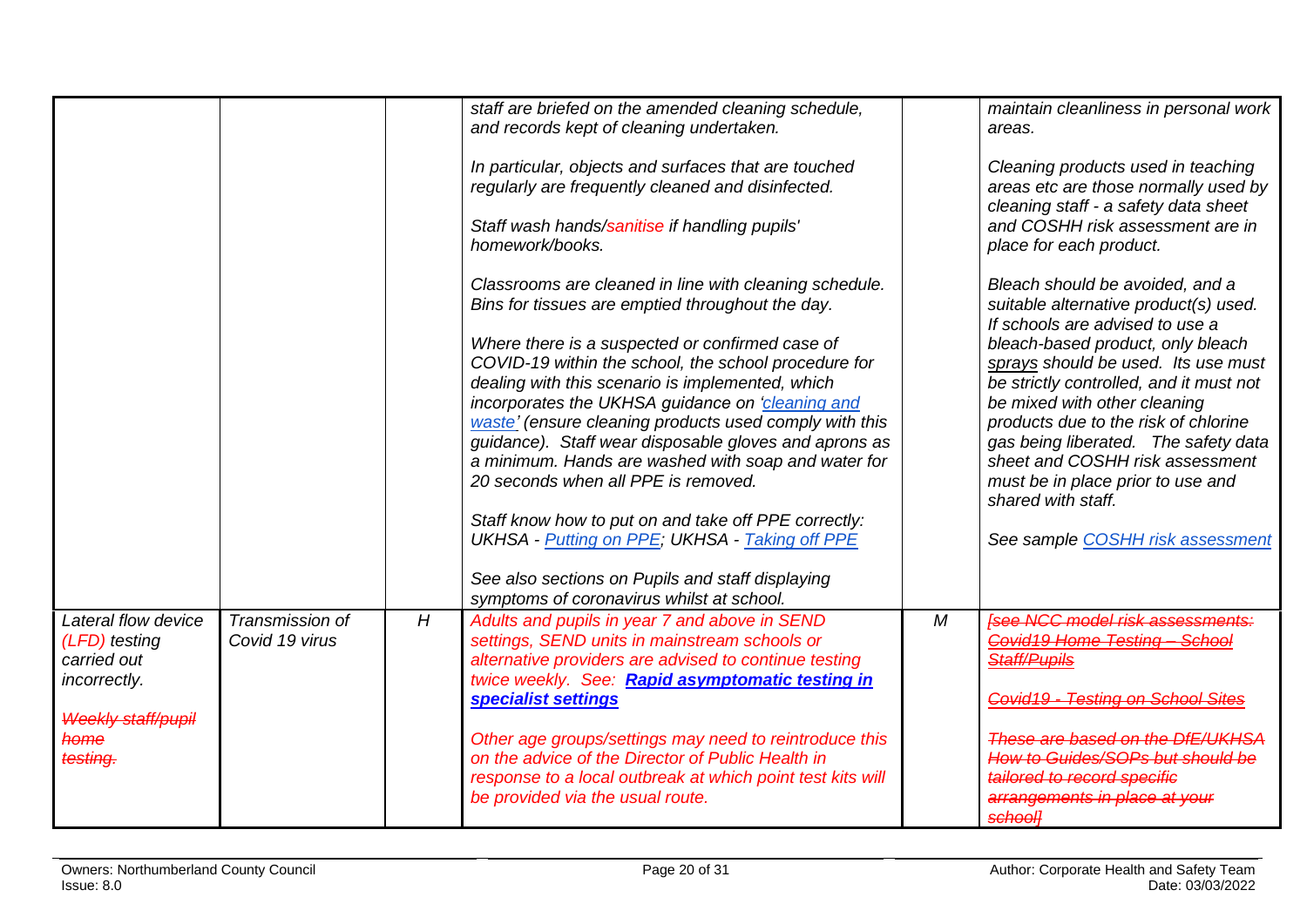| | | | | | |
|---|---|---|---|---|---|
| | | | *staff are briefed on the amended cleaning schedule, and records kept of cleaning undertaken.*<br><br>*In particular, objects and surfaces that are touched regularly are frequently cleaned and disinfected.*<br><br>*Staff wash hands/sanitise if handling pupils' homework/books.*<br><br>*Classrooms are cleaned in line with cleaning schedule. Bins for tissues are emptied throughout the day.*<br><br>*Where there is a suspected or confirmed case of COVID-19 within the school, the school procedure for dealing with this scenario is implemented, which incorporates the UKHSA guidance on 'cleaning and waste' (ensure cleaning products used comply with this guidance). Staff wear disposable gloves and aprons as a minimum. Hands are washed with soap and water for 20 seconds when all PPE is removed.*<br><br>*Staff know how to put on and take off PPE correctly: UKHSA - Putting on PPE; UKHSA - Taking off PPE*<br><br>*See also sections on Pupils and staff displaying symptoms of coronavirus whilst at school.* | | *maintain cleanliness in personal work areas.*<br><br>*Cleaning products used in teaching areas etc are those normally used by cleaning staff - a safety data sheet and COSHH risk assessment are in place for each product.*<br><br>*Bleach should be avoided, and a suitable alternative product(s) used. If schools are advised to use a bleach-based product, only bleach sprays should be used. Its use must be strictly controlled, and it must not be mixed with other cleaning products due to the risk of chlorine gas being liberated. The safety data sheet and COSHH risk assessment must be in place prior to use and shared with staff.*<br><br>*See sample COSHH risk assessment* |
| *Lateral flow device (LFD) testing carried out incorrectly.*<br><br>~~*Weekly staff/pupil home testing.*~~ | *Transmission of Covid 19 virus* | *H* | *Adults and pupils in year 7 and above in SEND settings, SEND units in mainstream schools or alternative providers are advised to continue testing twice weekly. See:* ***Rapid asymptomatic testing in specialist settings***<br><br>*Other age groups/settings may need to reintroduce this on the advice of the Director of Public Health in response to a local outbreak at which point test kits will be provided via the usual route.* | *M* | ~~*[see NCC model risk assessments: Covid19 Home Testing – School Staff/Pupils*~~<br><br>~~*Covid19 - Testing on School Sites*~~<br><br>~~*These are based on the DfE/UKHSA How to Guides/SOPs but should be tailored to record specific arrangements in place at your school]*~~ |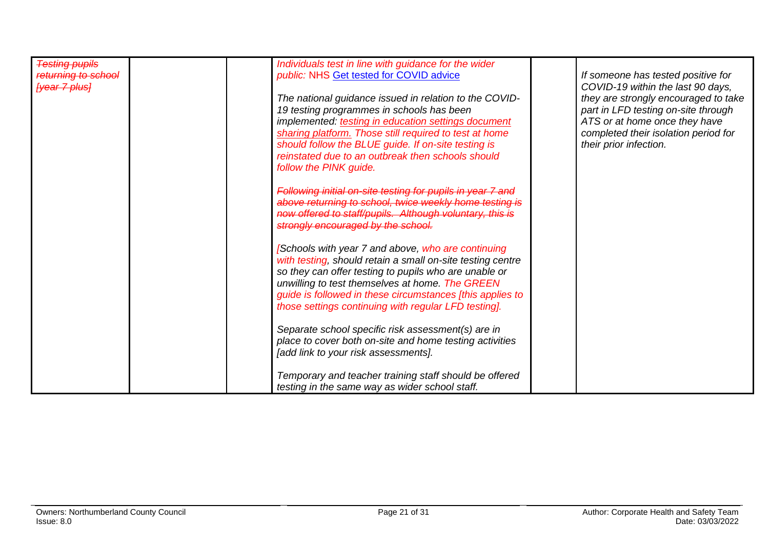| ~~Testing pupils returning to school [year 7 plus]~~ | | | *Individuals test in line with guidance for the wider public:* NHS [Get tested for COVID advice](#)<br><br>*The national guidance issued in relation to the COVID-19 testing programmes in schools has been implemented: testing in education settings document sharing platform. Those still required to test at home should follow the BLUE guide. If on-site testing is reinstated due to an outbreak then schools should follow the PINK guide.*<br><br>~~*Following initial on-site testing for pupils in year 7 and above returning to school, twice weekly home testing is now offered to staff/pupils. Although voluntary, this is strongly encouraged by the school.*~~<br><br>*[Schools with year 7 and above, who are continuing with testing, should retain a small on-site testing centre so they can offer testing to pupils who are unable or unwilling to test themselves at home. The GREEN guide is followed in these circumstances [this applies to those settings continuing with regular LFD testing].*<br><br>*Separate school specific risk assessment(s) are in place to cover both on-site and home testing activities [add link to your risk assessments].*<br><br>*Temporary and teacher training staff should be offered testing in the same way as wider school staff.* | | *If someone has tested positive for COVID-19 within the last 90 days, they are strongly encouraged to take part in LFD testing on-site through ATS or at home once they have completed their isolation period for their prior infection.* |
|---|---|---|---|---|---|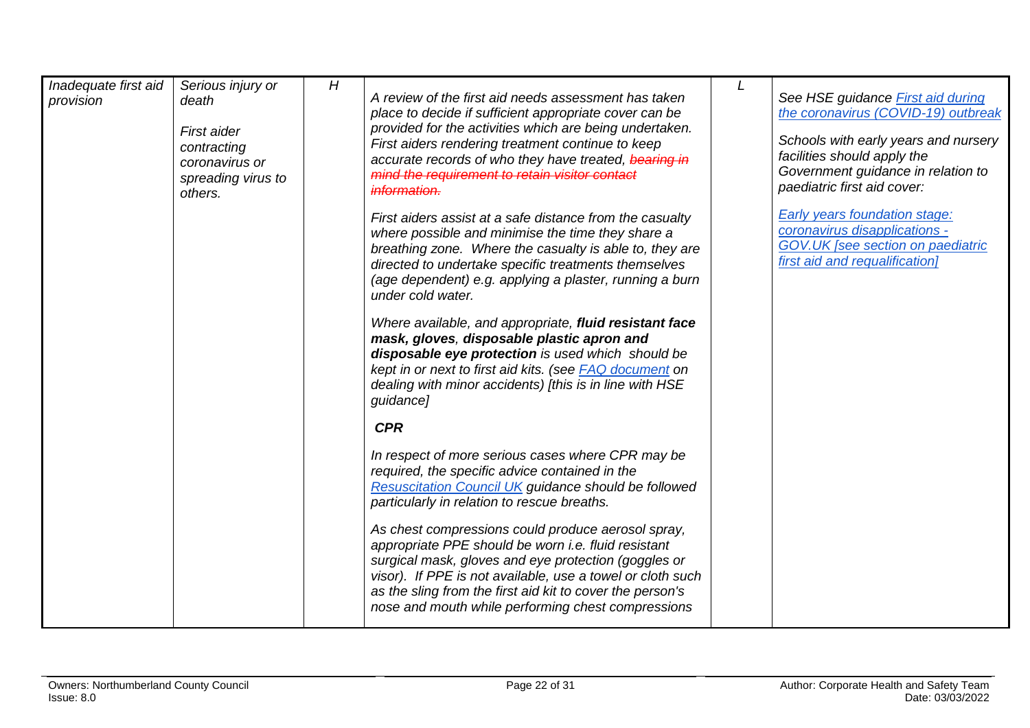| | | | | | |
|---|---|---|---|---|---|
| *Inadequate first aid provision* | *Serious injury or death*<br><br>*First aider contracting coronavirus or spreading virus to others.* | *H* | *A review of the first aid needs assessment has taken place to decide if sufficient appropriate cover can be provided for the activities which are being undertaken. First aiders rendering treatment continue to keep accurate records of who they have treated, ~~bearing in mind the requirement to retain visitor contact information.~~*<br><br>*First aiders assist at a safe distance from the casualty where possible and minimise the time they share a breathing zone. Where the casualty is able to, they are directed to undertake specific treatments themselves (age dependent) e.g. applying a plaster, running a burn under cold water.*<br><br>*Where available, and appropriate, **fluid resistant face mask, gloves, disposable plastic apron and disposable eye protection** is used which should be kept in or next to first aid kits. (see FAQ document on dealing with minor accidents) [this is in line with HSE guidance]*<br><br>***CPR***<br><br>*In respect of more serious cases where CPR may be required, the specific advice contained in the Resuscitation Council UK guidance should be followed particularly in relation to rescue breaths.*<br><br>*As chest compressions could produce aerosol spray, appropriate PPE should be worn i.e. fluid resistant surgical mask, gloves and eye protection (goggles or visor). If PPE is not available, use a towel or cloth such as the sling from the first aid kit to cover the person's nose and mouth while performing chest compressions* | *L* | *See HSE guidance First aid during the coronavirus (COVID-19) outbreak*<br><br>*Schools with early years and nursery facilities should apply the Government guidance in relation to paediatric first aid cover:*<br><br>*Early years foundation stage: coronavirus disapplications - GOV.UK [see section on paediatric first aid and requalification]* |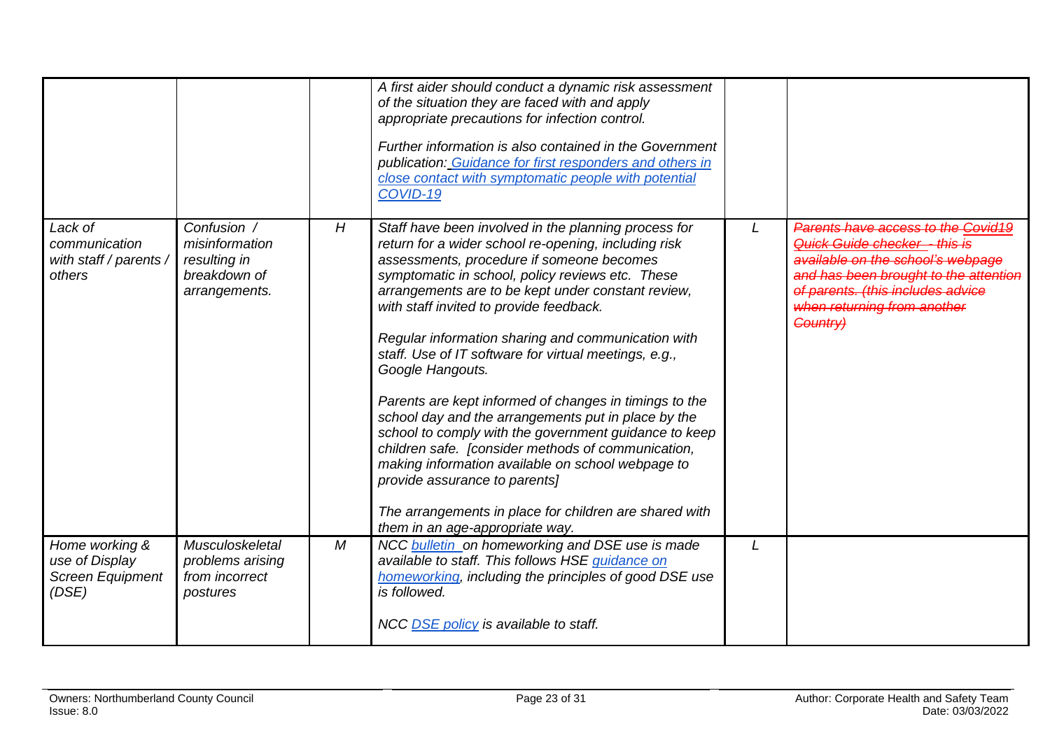| | | | | | |
|---|---|---|---|---|---|
| | | | *A first aider should conduct a dynamic risk assessment of the situation they are faced with and apply appropriate precautions for infection control.*<br><br>*Further information is also contained in the Government publication: [Guidance for first responders and others in close contact with symptomatic people with potential COVID-19](#)* | | |
| *Lack of communication with staff / parents / others* | *Confusion / misinformation resulting in breakdown of arrangements.* | *H* | *Staff have been involved in the planning process for return for a wider school re-opening, including risk assessments, procedure if someone becomes symptomatic in school, policy reviews etc. These arrangements are to be kept under constant review, with staff invited to provide feedback.*<br><br>*Regular information sharing and communication with staff. Use of IT software for virtual meetings, e.g., Google Hangouts.*<br><br>*Parents are kept informed of changes in timings to the school day and the arrangements put in place by the school to comply with the government guidance to keep children safe. [consider methods of communication, making information available on school webpage to provide assurance to parents]*<br><br>*The arrangements in place for children are shared with them in an age-appropriate way.* | *L* | ~~*Parents have access to the Covid19 Quick Guide checker - this is available on the school's webpage and has been brought to the attention of parents. (this includes advice when returning from another Country)*~~ |
| *Home working & use of Display Screen Equipment (DSE)* | *Musculoskeletal problems arising from incorrect postures* | *M* | *NCC [bulletin](#) on homeworking and DSE use is made available to staff. This follows HSE [guidance on homeworking](#), including the principles of good DSE use is followed.*<br><br>*NCC [DSE policy](#) is available to staff.* | *L* | |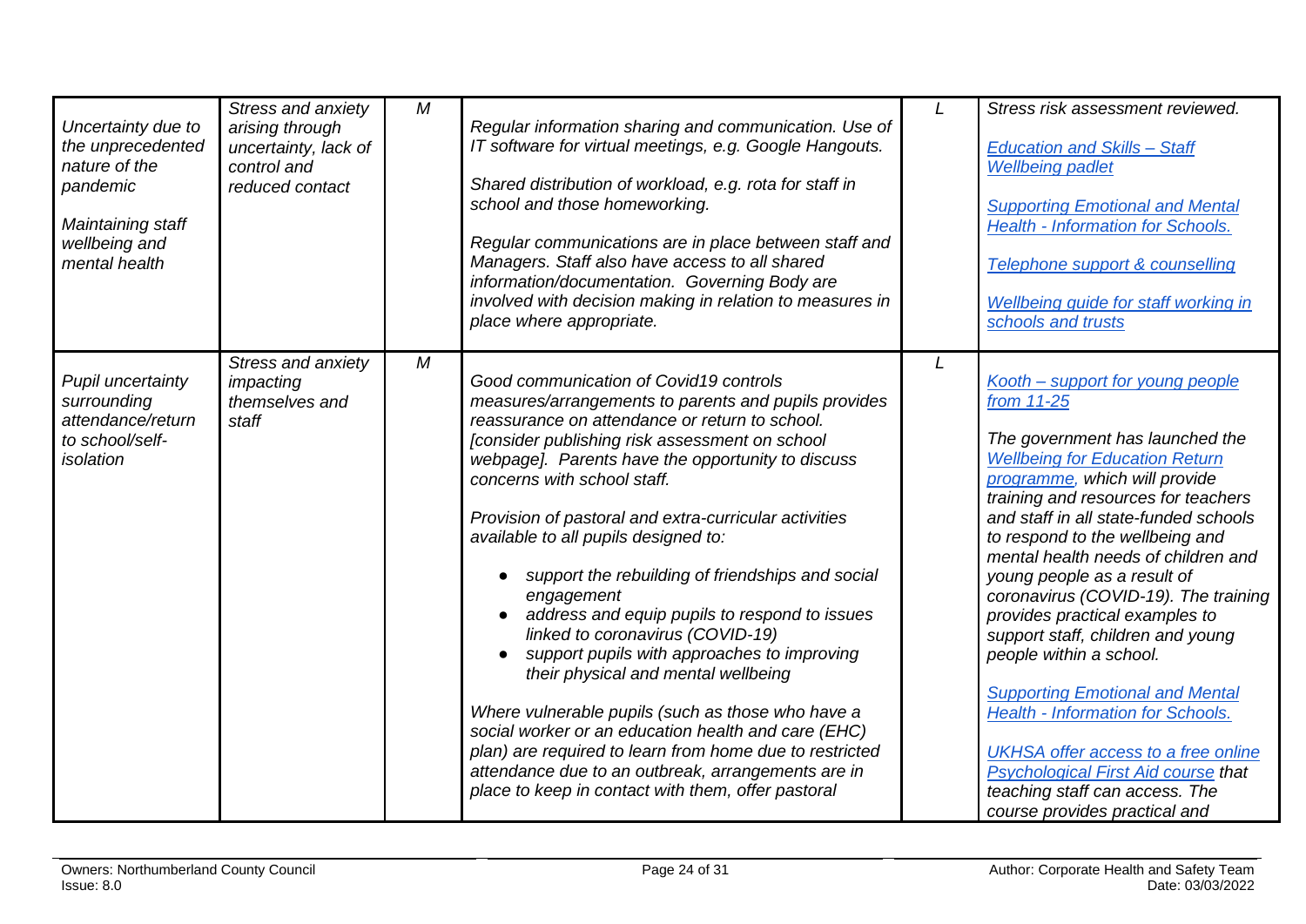| | | | | | |
|---|---|---|---|---|---|
| *Uncertainty due to the unprecedented nature of the pandemic*<br><br>*Maintaining staff wellbeing and mental health* | *Stress and anxiety arising through uncertainty, lack of control and reduced contact* | *M* | *Regular information sharing and communication. Use of IT software for virtual meetings, e.g. Google Hangouts.*<br><br>*Shared distribution of workload, e.g. rota for staff in school and those homeworking.*<br><br>*Regular communications are in place between staff and Managers. Staff also have access to all shared information/documentation. Governing Body are involved with decision making in relation to measures in place where appropriate.* | *L* | *Stress risk assessment reviewed.*<br><br>*Education and Skills – Staff Wellbeing padlet*<br><br>*Supporting Emotional and Mental Health - Information for Schools.*<br><br>*Telephone support & counselling*<br><br>*Wellbeing guide for staff working in schools and trusts* |
| *Pupil uncertainty surrounding attendance/return to school/self-isolation* | *Stress and anxiety impacting themselves and staff* | *M* | *Good communication of Covid19 controls measures/arrangements to parents and pupils provides reassurance on attendance or return to school. [consider publishing risk assessment on school webpage]. Parents have the opportunity to discuss concerns with school staff.*<br><br>*Provision of pastoral and extra-curricular activities available to all pupils designed to:*<br><br>● *support the rebuilding of friendships and social engagement*<br>● *address and equip pupils to respond to issues linked to coronavirus (COVID-19)*<br>● *support pupils with approaches to improving their physical and mental wellbeing*<br><br>*Where vulnerable pupils (such as those who have a social worker or an education health and care (EHC) plan) are required to learn from home due to restricted attendance due to an outbreak, arrangements are in place to keep in contact with them, offer pastoral* | *L* | *Kooth – support for young people from 11-25*<br><br>*The government has launched the Wellbeing for Education Return programme, which will provide training and resources for teachers and staff in all state-funded schools to respond to the wellbeing and mental health needs of children and young people as a result of coronavirus (COVID-19). The training provides practical examples to support staff, children and young people within a school.*<br><br>*Supporting Emotional and Mental Health - Information for Schools.*<br><br>*UKHSA offer access to a free online Psychological First Aid course that teaching staff can access. The course provides practical and* |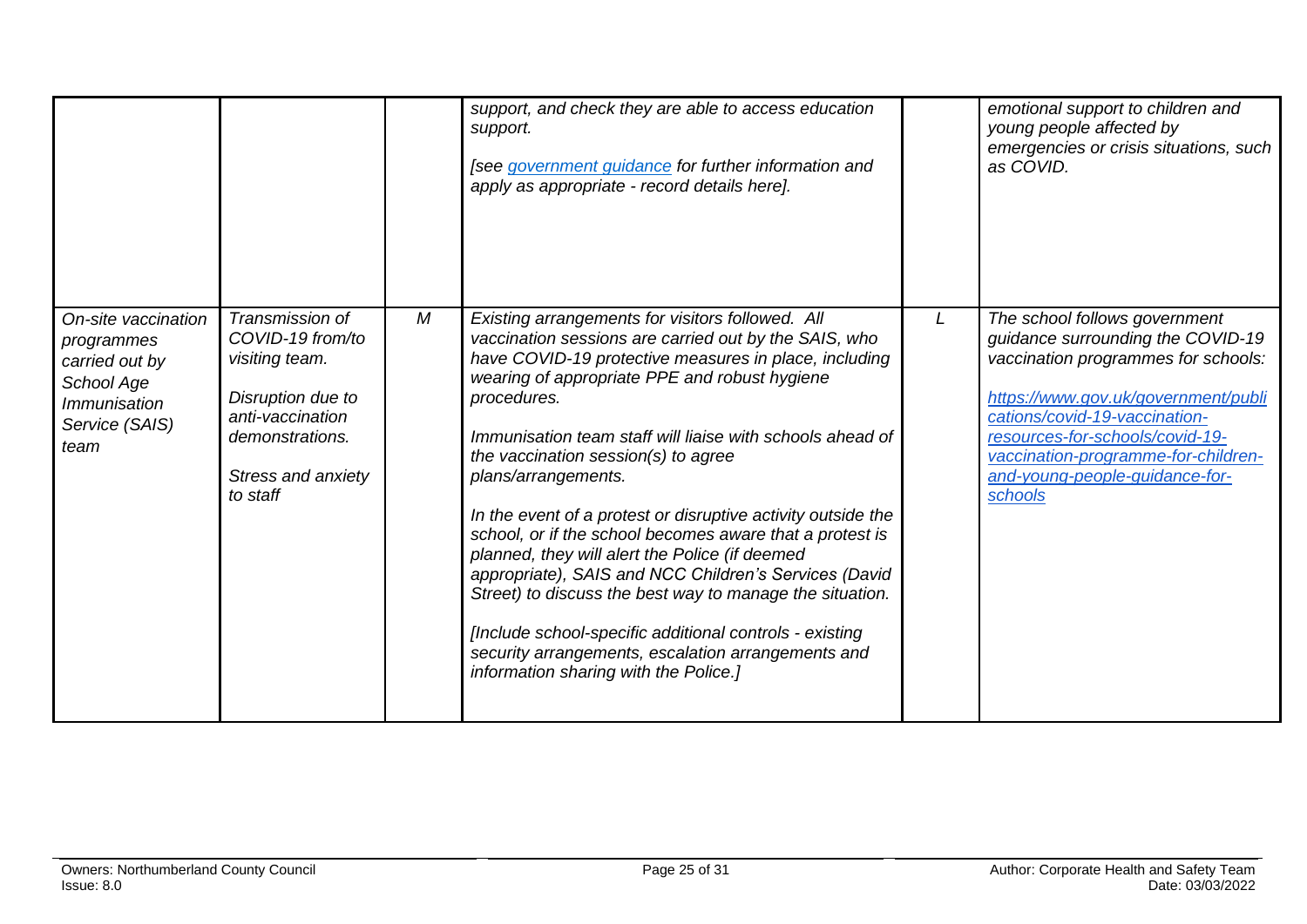| | | | | | |
|---|---|---|---|---|---|
| | | | *support, and check they are able to access education support.*<br><br>*[see [government guidance](#) for further information and apply as appropriate - record details here].* | | *emotional support to children and young people affected by emergencies or crisis situations, such as COVID.* |
| *On-site vaccination programmes carried out by School Age Immunisation Service (SAIS) team* | *Transmission of COVID-19 from/to visiting team.*<br><br>*Disruption due to anti-vaccination demonstrations.*<br><br>*Stress and anxiety to staff* | *M* | *Existing arrangements for visitors followed. All vaccination sessions are carried out by the SAIS, who have COVID-19 protective measures in place, including wearing of appropriate PPE and robust hygiene procedures.*<br><br>*Immunisation team staff will liaise with schools ahead of the vaccination session(s) to agree plans/arrangements.*<br><br>*In the event of a protest or disruptive activity outside the school, or if the school becomes aware that a protest is planned, they will alert the Police (if deemed appropriate), SAIS and NCC Children's Services (David Street) to discuss the best way to manage the situation.*<br><br>*[Include school-specific additional controls - existing security arrangements, escalation arrangements and information sharing with the Police.]* | *L* | *The school follows government guidance surrounding the COVID-19 vaccination programmes for schools:*<br><br>*[https://www.gov.uk/government/publications/covid-19-vaccination-resources-for-schools/covid-19-vaccination-programme-for-children-and-young-people-guidance-for-schools](https://www.gov.uk/government/publications/covid-19-vaccination-resources-for-schools/covid-19-vaccination-programme-for-children-and-young-people-guidance-for-schools)* |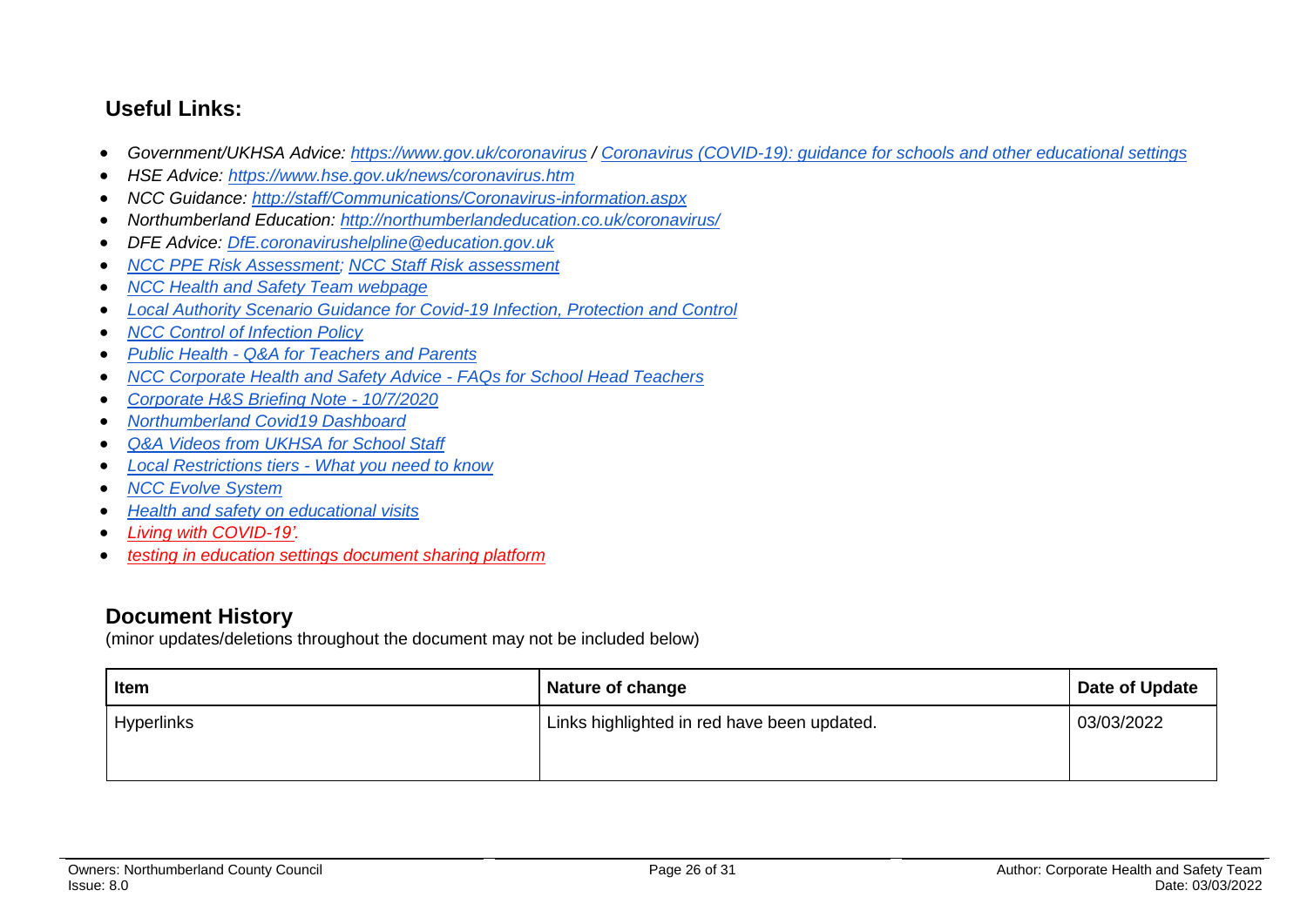## Useful Links:

- *Government/UKHSA Advice: https://www.gov.uk/coronavirus / Coronavirus (COVID-19): guidance for schools and other educational settings*
- *HSE Advice: https://www.hse.gov.uk/news/coronavirus.htm*
- *NCC Guidance: http://staff/Communications/Coronavirus-information.aspx*
- *Northumberland Education: http://northumberlandeducation.co.uk/coronavirus/*
- *DFE Advice: DfE.coronavirushelpline@education.gov.uk*
- *NCC PPE Risk Assessment; NCC Staff Risk assessment*
- *NCC Health and Safety Team webpage*
- *Local Authority Scenario Guidance for Covid-19 Infection, Protection and Control*
- *NCC Control of Infection Policy*
- *Public Health - Q&A for Teachers and Parents*
- *NCC Corporate Health and Safety Advice - FAQs for School Head Teachers*
- *Corporate H&S Briefing Note - 10/7/2020*
- *Northumberland Covid19 Dashboard*
- *Q&A Videos from UKHSA for School Staff*
- *Local Restrictions tiers - What you need to know*
- *NCC Evolve System*
- *Health and safety on educational visits*
- *Living with COVID-19'.*
- *testing in education settings document sharing platform*

## Document History

(minor updates/deletions throughout the document may not be included below)

| Item | Nature of change | Date of Update |
|---|---|---|
| Hyperlinks | Links highlighted in red have been updated. | 03/03/2022 |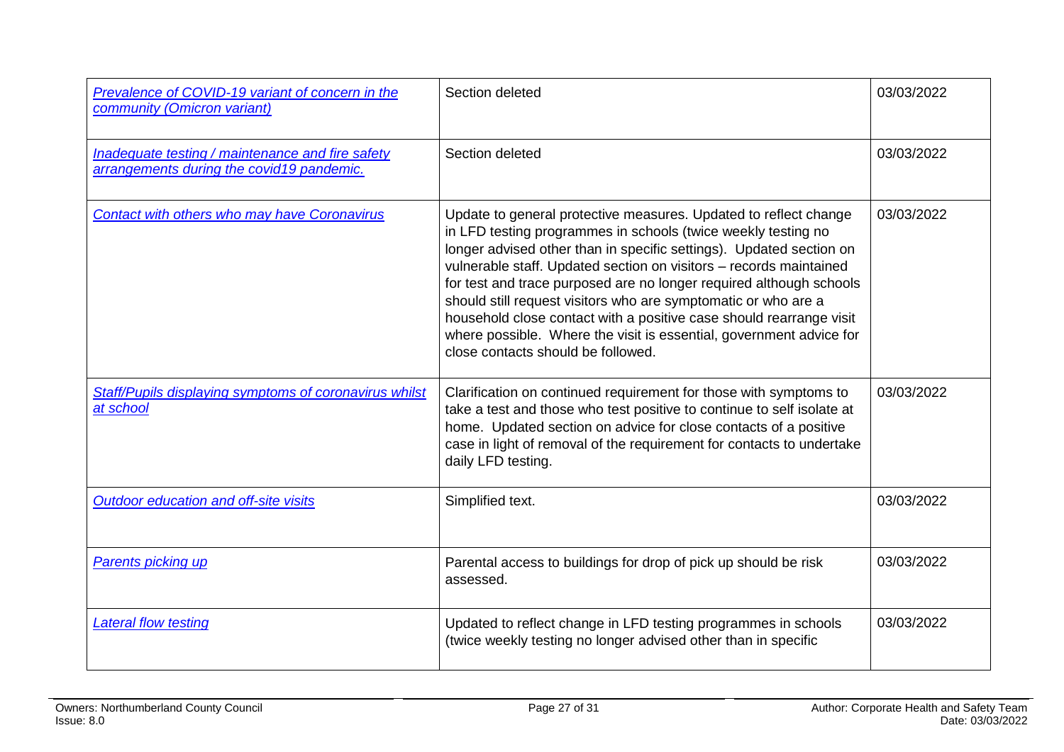| | | |
|---|---|---|
| *Prevalence of COVID-19 variant of concern in the community (Omicron variant)* | Section deleted | 03/03/2022 |
| *Inadequate testing / maintenance and fire safety arrangements during the covid19 pandemic.* | Section deleted | 03/03/2022 |
| *Contact with others who may have Coronavirus* | Update to general protective measures. Updated to reflect change in LFD testing programmes in schools (twice weekly testing no longer advised other than in specific settings). Updated section on vulnerable staff. Updated section on visitors – records maintained for test and trace purposed are no longer required although schools should still request visitors who are symptomatic or who are a household close contact with a positive case should rearrange visit where possible. Where the visit is essential, government advice for close contacts should be followed. | 03/03/2022 |
| *Staff/Pupils displaying symptoms of coronavirus whilst at school* | Clarification on continued requirement for those with symptoms to take a test and those who test positive to continue to self isolate at home. Updated section on advice for close contacts of a positive case in light of removal of the requirement for contacts to undertake daily LFD testing. | 03/03/2022 |
| *Outdoor education and off-site visits* | Simplified text. | 03/03/2022 |
| *Parents picking up* | Parental access to buildings for drop of pick up should be risk assessed. | 03/03/2022 |
| *Lateral flow testing* | Updated to reflect change in LFD testing programmes in schools (twice weekly testing no longer advised other than in specific | 03/03/2022 |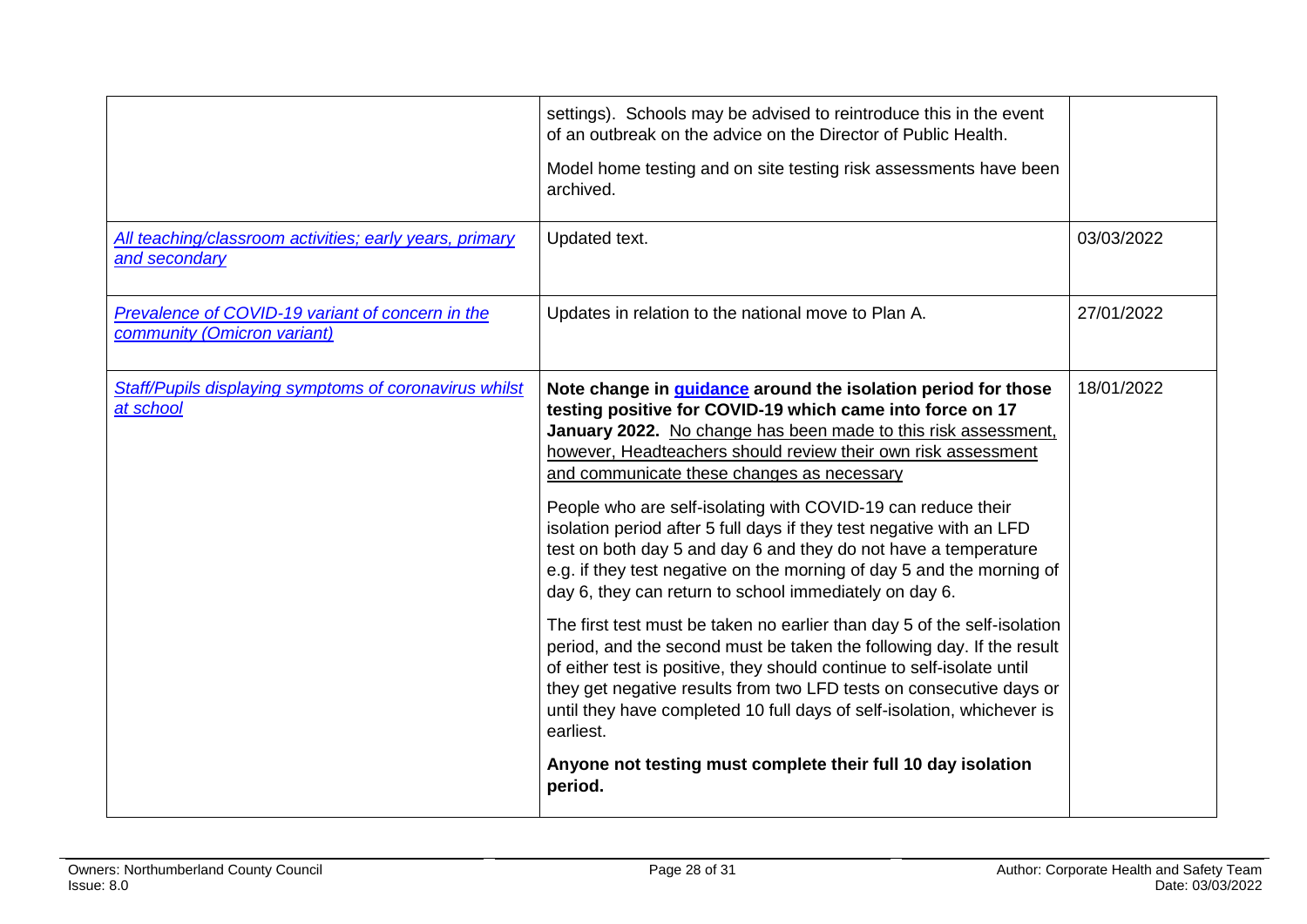| | | |
|---|---|---|
| | settings). Schools may be advised to reintroduce this in the event of an outbreak on the advice on the Director of Public Health.<br><br>Model home testing and on site testing risk assessments have been archived. | |
| *All teaching/classroom activities; early years, primary and secondary* | Updated text. | 03/03/2022 |
| *Prevalence of COVID-19 variant of concern in the community (Omicron variant)* | Updates in relation to the national move to Plan A. | 27/01/2022 |
| *Staff/Pupils displaying symptoms of coronavirus whilst at school* | **Note change in guidance around the isolation period for those testing positive for COVID-19 which came into force on 17 January 2022.** No change has been made to this risk assessment, however, Headteachers should review their own risk assessment and communicate these changes as necessary<br><br>People who are self-isolating with COVID-19 can reduce their isolation period after 5 full days if they test negative with an LFD test on both day 5 and day 6 and they do not have a temperature e.g. if they test negative on the morning of day 5 and the morning of day 6, they can return to school immediately on day 6.<br><br>The first test must be taken no earlier than day 5 of the self-isolation period, and the second must be taken the following day. If the result of either test is positive, they should continue to self-isolate until they get negative results from two LFD tests on consecutive days or until they have completed 10 full days of self-isolation, whichever is earliest.<br><br>**Anyone not testing must complete their full 10 day isolation period.** | 18/01/2022 |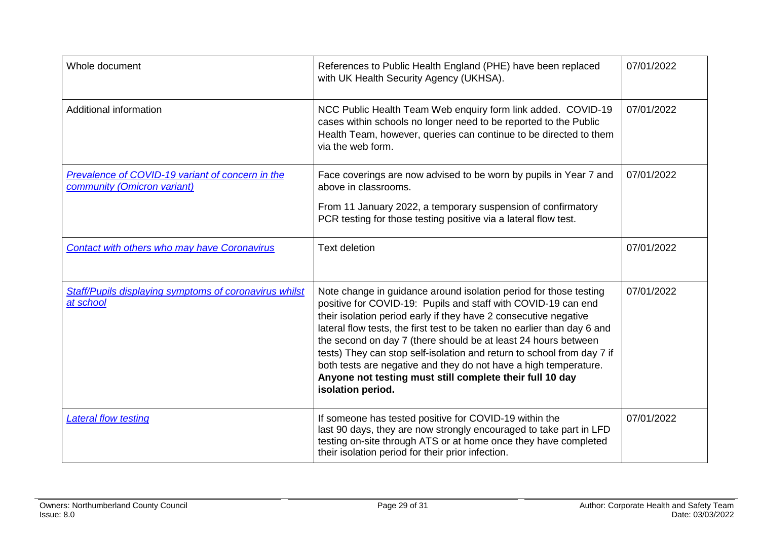| | | |
|---|---|---|
| Whole document | References to Public Health England (PHE) have been replaced with UK Health Security Agency (UKHSA). | 07/01/2022 |
| Additional information | NCC Public Health Team Web enquiry form link added. COVID-19 cases within schools no longer need to be reported to the Public Health Team, however, queries can continue to be directed to them via the web form. | 07/01/2022 |
| *Prevalence of COVID-19 variant of concern in the community (Omicron variant)* | Face coverings are now advised to be worn by pupils in Year 7 and above in classrooms.<br><br>From 11 January 2022, a temporary suspension of confirmatory PCR testing for those testing positive via a lateral flow test. | 07/01/2022 |
| *Contact with others who may have Coronavirus* | Text deletion | 07/01/2022 |
| *Staff/Pupils displaying symptoms of coronavirus whilst at school* | Note change in guidance around isolation period for those testing positive for COVID-19: Pupils and staff with COVID-19 can end their isolation period early if they have 2 consecutive negative lateral flow tests, the first test to be taken no earlier than day 6 and the second on day 7 (there should be at least 24 hours between tests) They can stop self-isolation and return to school from day 7 if both tests are negative and they do not have a high temperature. **Anyone not testing must still complete their full 10 day isolation period.** | 07/01/2022 |
| *Lateral flow testing* | If someone has tested positive for COVID-19 within the last 90 days, they are now strongly encouraged to take part in LFD testing on-site through ATS or at home once they have completed their isolation period for their prior infection. | 07/01/2022 |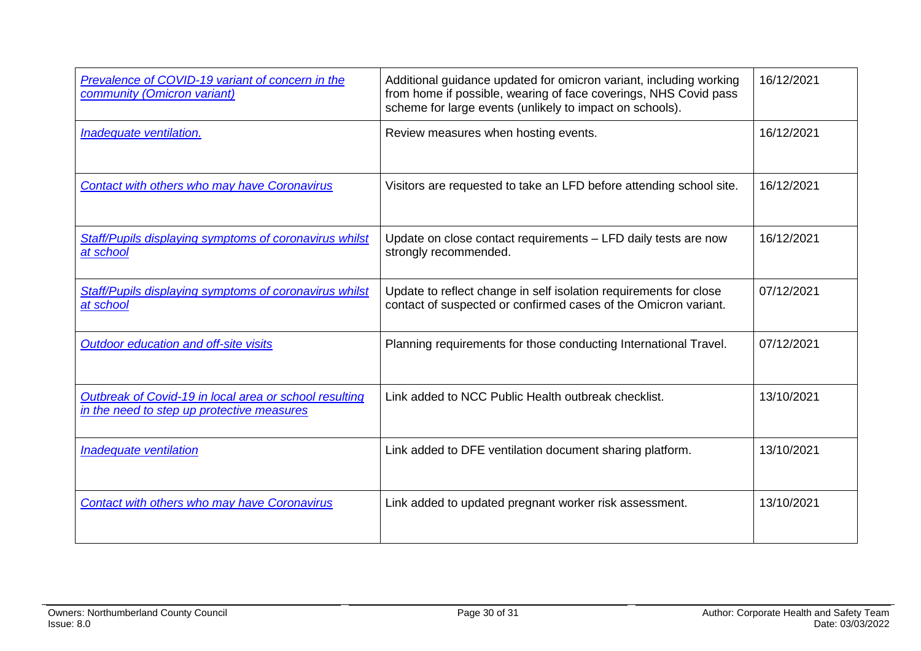| | | |
|---|---|---|
| *Prevalence of COVID-19 variant of concern in the community (Omicron variant)* | Additional guidance updated for omicron variant, including working from home if possible, wearing of face coverings, NHS Covid pass scheme for large events (unlikely to impact on schools). | 16/12/2021 |
| *Inadequate ventilation.* | Review measures when hosting events. | 16/12/2021 |
| *Contact with others who may have Coronavirus* | Visitors are requested to take an LFD before attending school site. | 16/12/2021 |
| *Staff/Pupils displaying symptoms of coronavirus whilst at school* | Update on close contact requirements – LFD daily tests are now strongly recommended. | 16/12/2021 |
| *Staff/Pupils displaying symptoms of coronavirus whilst at school* | Update to reflect change in self isolation requirements for close contact of suspected or confirmed cases of the Omicron variant. | 07/12/2021 |
| *Outdoor education and off-site visits* | Planning requirements for those conducting International Travel. | 07/12/2021 |
| *Outbreak of Covid-19 in local area or school resulting in the need to step up protective measures* | Link added to NCC Public Health outbreak checklist. | 13/10/2021 |
| *Inadequate ventilation* | Link added to DFE ventilation document sharing platform. | 13/10/2021 |
| *Contact with others who may have Coronavirus* | Link added to updated pregnant worker risk assessment. | 13/10/2021 |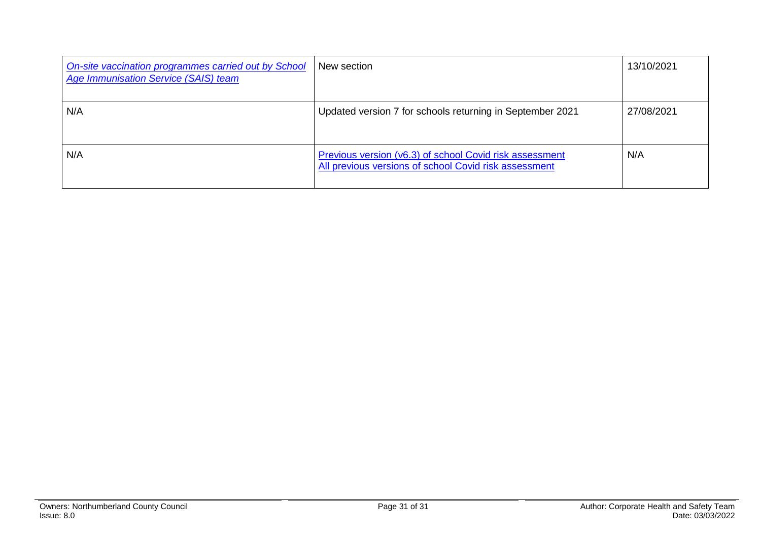| | | |
|---|---|---|
| *On-site vaccination programmes carried out by School Age Immunisation Service (SAIS) team* | New section | 13/10/2021 |
| N/A | Updated version 7 for schools returning in September 2021 | 27/08/2021 |
| N/A | Previous version (v6.3) of school Covid risk assessment<br>All previous versions of school Covid risk assessment | N/A |